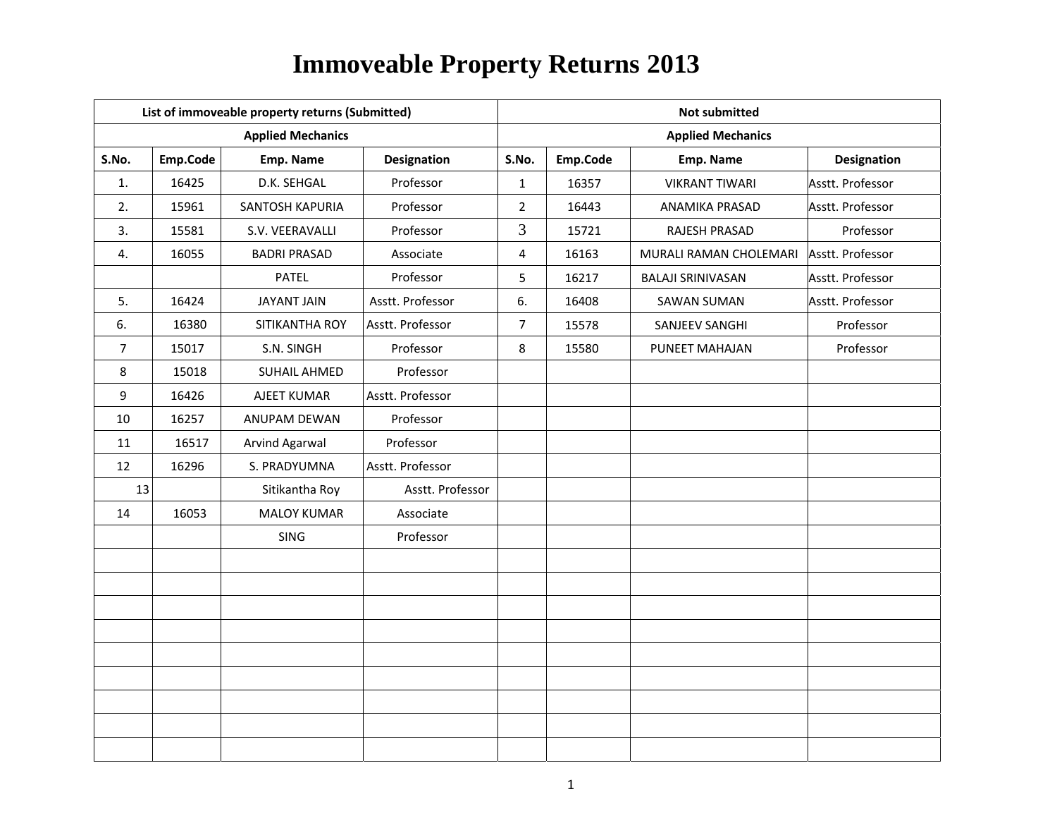# Immoveable Property Returns 2013

| List of immoveable property returns (Submitted) | | | | Not submitted | | | |
|---|---|---|---|---|---|---|---|
| Applied Mechanics | | | | Applied Mechanics | | | |
| S.No. | Emp.Code | Emp. Name | Designation | S.No. | Emp.Code | Emp. Name | Designation |
| 1. | 16425 | D.K. SEHGAL | Professor | 1 | 16357 | VIKRANT TIWARI | Asstt. Professor |
| 2. | 15961 | SANTOSH KAPURIA | Professor | 2 | 16443 | ANAMIKA PRASAD | Asstt. Professor |
| 3. | 15581 | S.V. VEERAVALLI | Professor | 3 | 15721 | RAJESH PRASAD | Professor |
| 4. | 16055 | BADRI PRASAD | Associate | 4 | 16163 | MURALI RAMAN CHOLEMARI | Asstt. Professor |
| | | PATEL | Professor | 5 | 16217 | BALAJI SRINIVASAN | Asstt. Professor |
| 5. | 16424 | JAYANT JAIN | Asstt. Professor | 6. | 16408 | SAWAN SUMAN | Asstt. Professor |
| 6. | 16380 | SITIKANTHA ROY | Asstt. Professor | 7 | 15578 | SANJEEV SANGHI | Professor |
| 7 | 15017 | S.N. SINGH | Professor | 8 | 15580 | PUNEET MAHAJAN | Professor |
| 8 | 15018 | SUHAIL AHMED | Professor | | | | |
| 9 | 16426 | AJEET KUMAR | Asstt. Professor | | | | |
| 10 | 16257 | ANUPAM DEWAN | Professor | | | | |
| 11 | 16517 | Arvind Agarwal | Professor | | | | |
| 12 | 16296 | S. PRADYUMNA | Asstt. Professor | | | | |
| 13 | | Sitikantha Roy | Asstt. Professor | | | | |
| 14 | 16053 | MALOY KUMAR | Associate | | | | |
| | | SING | Professor | | | | |
| | | | | | | | |
| | | | | | | | |
| | | | | | | | |
| | | | | | | | |
| | | | | | | | |
| | | | | | | | |
| | | | | | | | |
| | | | | | | | |
| | | | | | | | |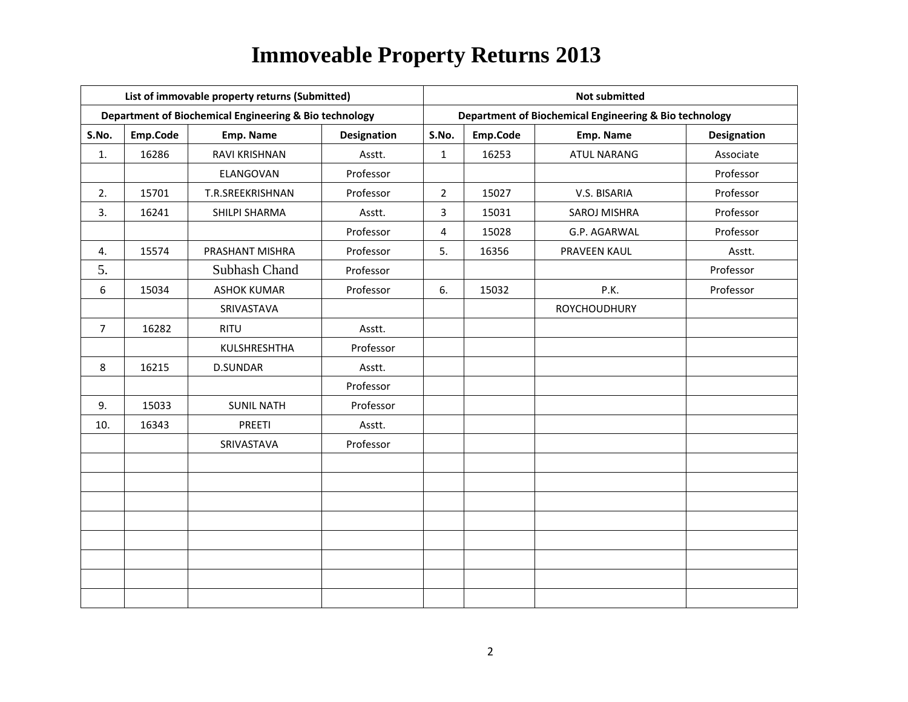# Immoveable Property Returns 2013

| List of immovable property returns (Submitted) | | | | Not submitted | | | |
|---|---|---|---|---|---|---|---|
| Department of Biochemical Engineering & Bio technology | | | | Department of Biochemical Engineering & Bio technology | | | |
| S.No. | Emp.Code | Emp. Name | Designation | S.No. | Emp.Code | Emp. Name | Designation |
| 1. | 16286 | RAVI KRISHNAN | Asstt. | 1 | 16253 | ATUL NARANG | Associate |
| | | ELANGOVAN | Professor | | | | Professor |
| 2. | 15701 | T.R.SREEKRISHNAN | Professor | 2 | 15027 | V.S. BISARIA | Professor |
| 3. | 16241 | SHILPI SHARMA | Asstt. | 3 | 15031 | SAROJ MISHRA | Professor |
| | | | Professor | 4 | 15028 | G.P. AGARWAL | Professor |
| 4. | 15574 | PRASHANT MISHRA | Professor | 5. | 16356 | PRAVEEN KAUL | Asstt. |
| 5. | | Subhash Chand | Professor | | | | Professor |
| 6 | 15034 | ASHOK KUMAR | Professor | 6. | 15032 | P.K. | Professor |
| | | SRIVASTAVA | | | | ROYCHOUDHURY | |
| 7 | 16282 | RITU | Asstt. | | | | |
| | | KULSHRESHTHA | Professor | | | | |
| 8 | 16215 | D.SUNDAR | Asstt. | | | | |
| | | | Professor | | | | |
| 9. | 15033 | SUNIL NATH | Professor | | | | |
| 10. | 16343 | PREETI | Asstt. | | | | |
| | | SRIVASTAVA | Professor | | | | |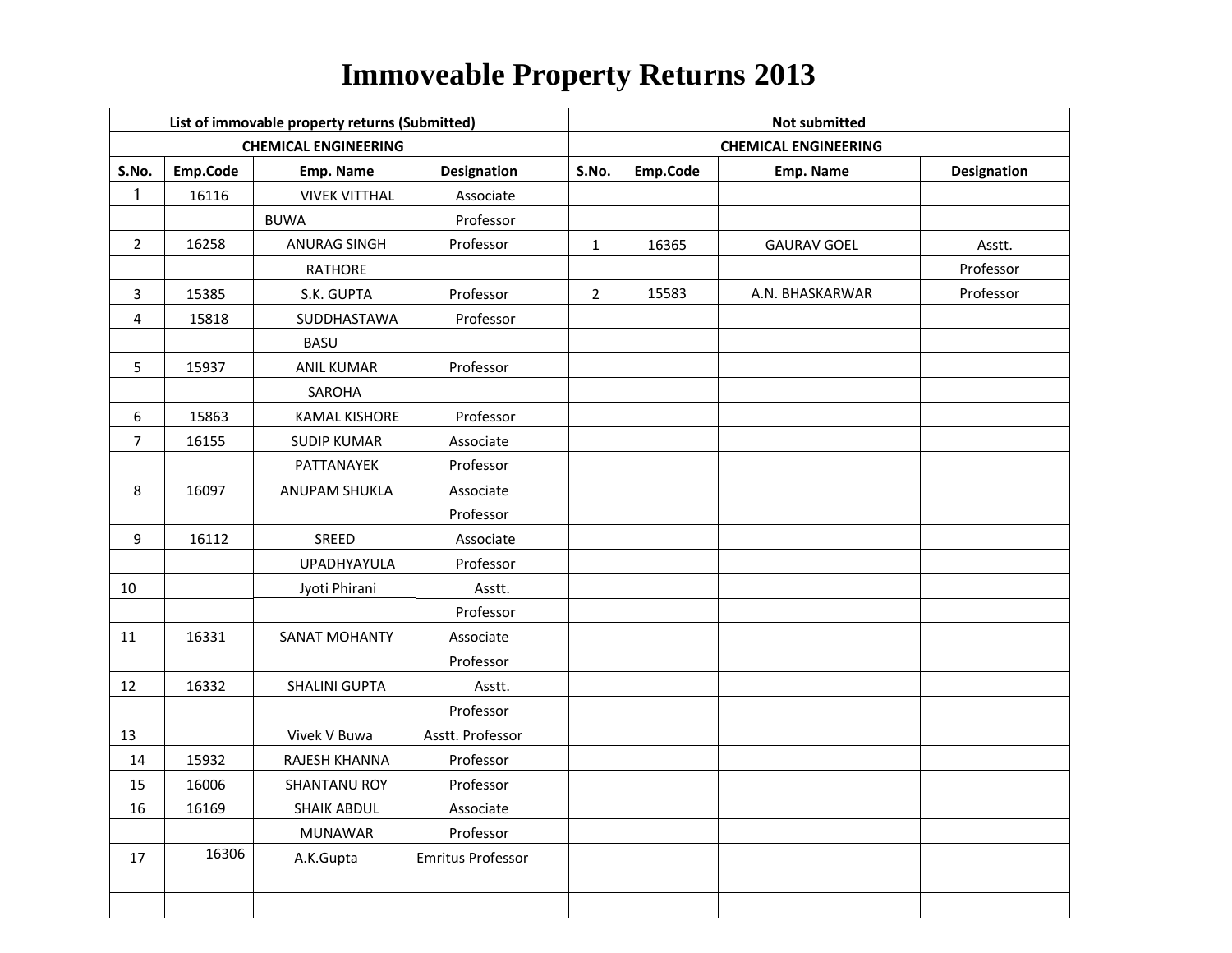# Immoveable Property Returns 2013

| List of immovable property returns (Submitted) | | | | Not submitted | | | |
|---|---|---|---|---|---|---|---|
| CHEMICAL ENGINEERING | | | | CHEMICAL ENGINEERING | | | |
| S.No. | Emp.Code | Emp. Name | Designation | S.No. | Emp.Code | Emp. Name | Designation |
| 1 | 16116 | VIVEK VITTHAL BUWA | Associate Professor | | | | |
| 2 | 16258 | ANURAG SINGH RATHORE | Professor | 1 | 16365 | GAURAV GOEL | Asstt. Professor |
| 3 | 15385 | S.K. GUPTA | Professor | 2 | 15583 | A.N. BHASKARWAR | Professor |
| 4 | 15818 | SUDDHASTAWA BASU | Professor | | | | |
| 5 | 15937 | ANIL KUMAR SAROHA | Professor | | | | |
| 6 | 15863 | KAMAL KISHORE | Professor | | | | |
| 7 | 16155 | SUDIP KUMAR PATTANAYEK | Associate Professor | | | | |
| 8 | 16097 | ANUPAM SHUKLA | Associate Professor | | | | |
| 9 | 16112 | SREED UPADHYAYULA | Associate Professor | | | | |
| 10 | | Jyoti Phirani | Asstt. Professor | | | | |
| 11 | 16331 | SANAT MOHANTY | Associate Professor | | | | |
| 12 | 16332 | SHALINI GUPTA | Asstt. Professor | | | | |
| 13 | | Vivek V Buwa | Asstt. Professor | | | | |
| 14 | 15932 | RAJESH KHANNA | Professor | | | | |
| 15 | 16006 | SHANTANU ROY | Professor | | | | |
| 16 | 16169 | SHAIK ABDUL MUNAWAR | Associate Professor | | | | |
| 17 | 16306 | A.K.Gupta | Emritus Professor | | | | |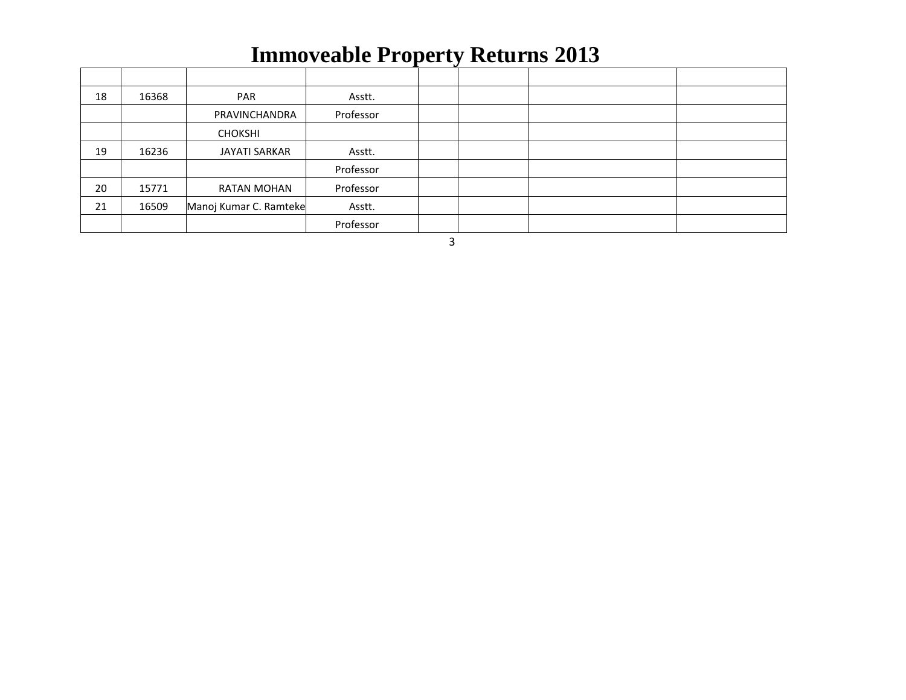# Immoveable Property Returns 2013

| | | | | | | | |
|---|---|---|---|---|---|---|---|
| 18 | 16368 | PAR | Asstt. | | | | |
| | | PRAVINCHANDRA | Professor | | | | |
| | | CHOKSHI | | | | | |
| 19 | 16236 | JAYATI SARKAR | Asstt. | | | | |
| | | | Professor | | | | |
| 20 | 15771 | RATAN MOHAN | Professor | | | | |
| 21 | 16509 | Manoj Kumar C. Ramteke | Asstt. | | | | |
| | | | Professor | | | | |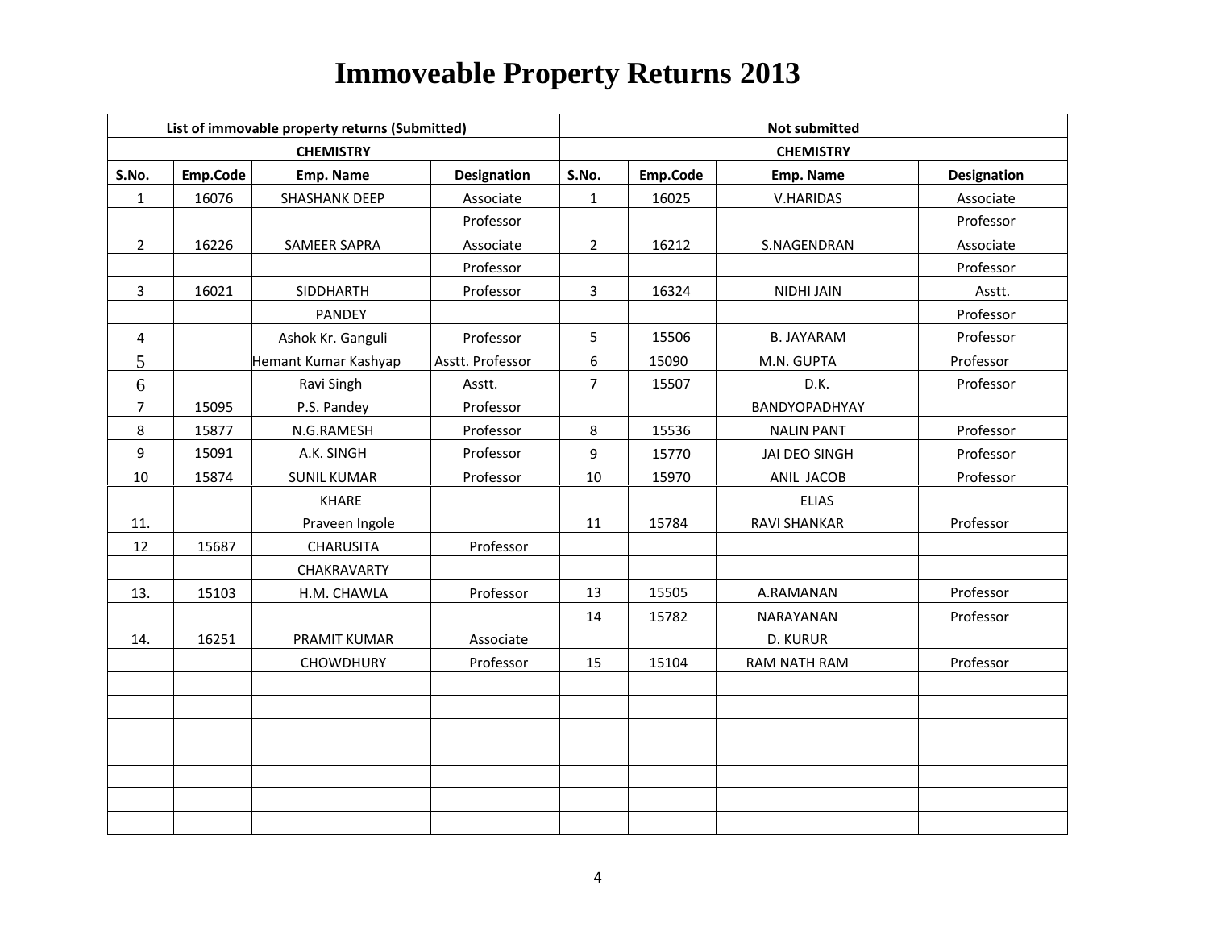# Immoveable Property Returns 2013

| List of immovable property returns (Submitted) | | | | Not submitted | | | |
|---|---|---|---|---|---|---|---|
| CHEMISTRY | | | | CHEMISTRY | | | |
| S.No. | Emp.Code | Emp. Name | Designation | S.No. | Emp.Code | Emp. Name | Designation |
| 1 | 16076 | SHASHANK DEEP | Associate | 1 | 16025 | V.HARIDAS | Associate |
| | | | Professor | | | | Professor |
| 2 | 16226 | SAMEER SAPRA | Associate | 2 | 16212 | S.NAGENDRAN | Associate |
| | | | Professor | | | | Professor |
| 3 | 16021 | SIDDHARTH | Professor | 3 | 16324 | NIDHI JAIN | Asstt. |
| | | PANDEY | | | | | Professor |
| 4 | | Ashok Kr. Ganguli | Professor | 5 | 15506 | B. JAYARAM | Professor |
| 5 | | Hemant Kumar Kashyap | Asstt. Professor | 6 | 15090 | M.N. GUPTA | Professor |
| 6 | | Ravi Singh | Asstt. | 7 | 15507 | D.K. | Professor |
| 7 | 15095 | P.S. Pandey | Professor | | | BANDYOPADHYAY | |
| 8 | 15877 | N.G.RAMESH | Professor | 8 | 15536 | NALIN PANT | Professor |
| 9 | 15091 | A.K. SINGH | Professor | 9 | 15770 | JAI DEO SINGH | Professor |
| 10 | 15874 | SUNIL KUMAR | Professor | 10 | 15970 | ANIL JACOB | Professor |
| | | KHARE | | | | ELIAS | |
| 11. | | Praveen Ingole | | 11 | 15784 | RAVI SHANKAR | Professor |
| 12 | 15687 | CHARUSITA | Professor | | | | |
| | | CHAKRAVARTY | | | | | |
| 13. | 15103 | H.M. CHAWLA | Professor | 13 | 15505 | A.RAMANAN | Professor |
| | | | | 14 | 15782 | NARAYANAN | Professor |
| 14. | 16251 | PRAMIT KUMAR | Associate | | | D. KURUR | |
| | | CHOWDHURY | Professor | 15 | 15104 | RAM NATH RAM | Professor |
| | | | | | | | |
| | | | | | | | |
| | | | | | | | |
| | | | | | | | |
| | | | | | | | |
| | | | | | | | |
| | | | | | | | |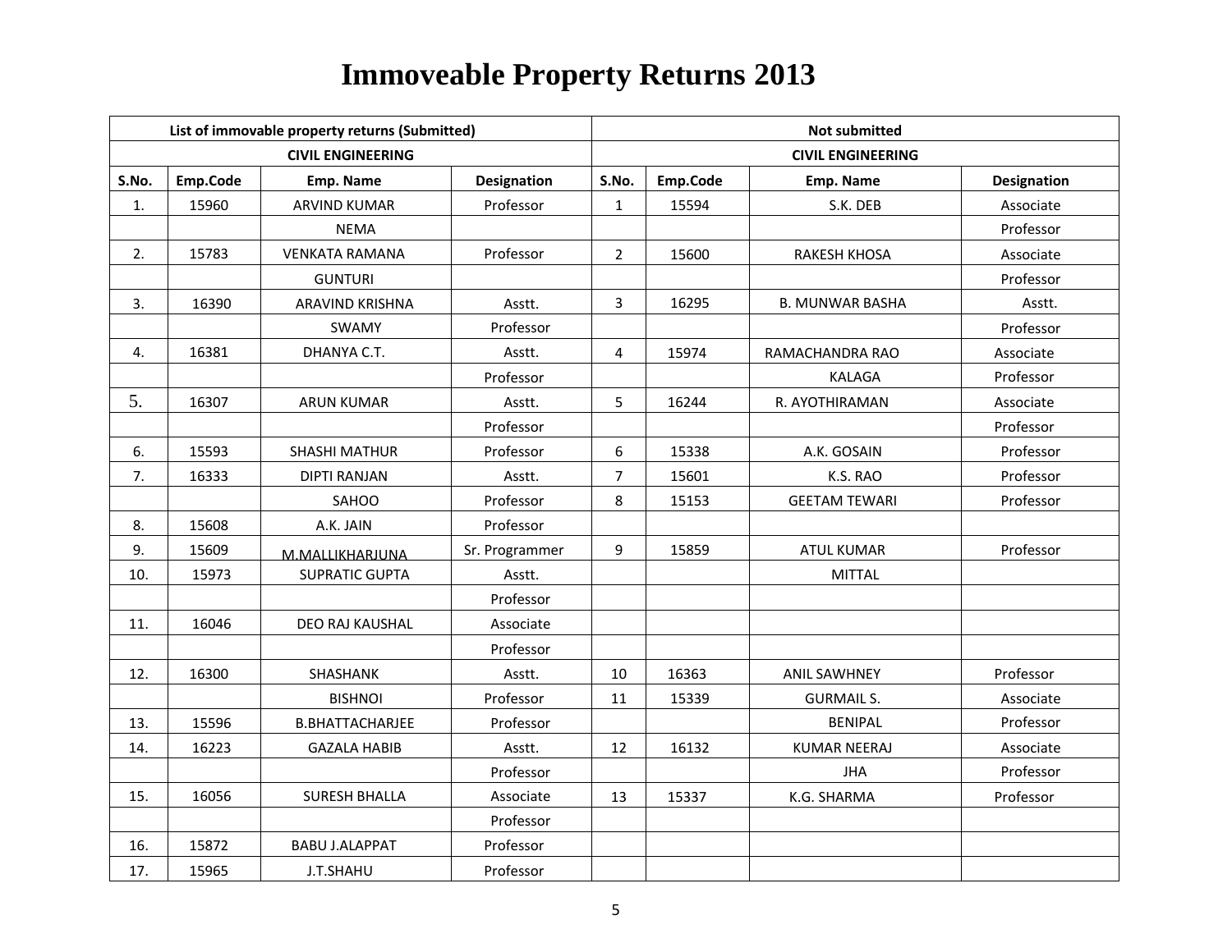# Immoveable Property Returns 2013

| List of immovable property returns (Submitted) | | | | Not submitted | | | |
|---|---|---|---|---|---|---|---|
| CIVIL ENGINEERING | | | | CIVIL ENGINEERING | | | |
| S.No. | Emp.Code | Emp. Name | Designation | S.No. | Emp.Code | Emp. Name | Designation |
| 1. | 15960 | ARVIND KUMAR | Professor | 1 | 15594 | S.K. DEB | Associate |
| | | NEMA | | | | | Professor |
| 2. | 15783 | VENKATA RAMANA | Professor | 2 | 15600 | RAKESH KHOSA | Associate |
| | | GUNTURI | | | | | Professor |
| 3. | 16390 | ARAVIND KRISHNA | Asstt. | 3 | 16295 | B. MUNWAR BASHA | Asstt. |
| | | SWAMY | Professor | | | | Professor |
| 4. | 16381 | DHANYA C.T. | Asstt. | 4 | 15974 | RAMACHANDRA RAO | Associate |
| | | | Professor | | | KALAGA | Professor |
| 5. | 16307 | ARUN KUMAR | Asstt. | 5 | 16244 | R. AYOTHIRAMAN | Associate |
| | | | Professor | | | | Professor |
| 6. | 15593 | SHASHI MATHUR | Professor | 6 | 15338 | A.K. GOSAIN | Professor |
| 7. | 16333 | DIPTI RANJAN | Asstt. | 7 | 15601 | K.S. RAO | Professor |
| | | SAHOO | Professor | 8 | 15153 | GEETAM TEWARI | Professor |
| 8. | 15608 | A.K. JAIN | Professor | | | | |
| 9. | 15609 | M.MALLIKHARJUNA | Sr. Programmer | 9 | 15859 | ATUL KUMAR | Professor |
| 10. | 15973 | SUPRATIC GUPTA | Asstt. | | | MITTAL | |
| | | | Professor | | | | |
| 11. | 16046 | DEO RAJ KAUSHAL | Associate | | | | |
| | | | Professor | | | | |
| 12. | 16300 | SHASHANK | Asstt. | 10 | 16363 | ANIL SAWHNEY | Professor |
| | | BISHNOI | Professor | 11 | 15339 | GURMAIL S. | Associate |
| 13. | 15596 | B.BHATTACHARJEE | Professor | | | BENIPAL | Professor |
| 14. | 16223 | GAZALA HABIB | Asstt. | 12 | 16132 | KUMAR NEERAJ | Associate |
| | | | Professor | | | JHA | Professor |
| 15. | 16056 | SURESH BHALLA | Associate | 13 | 15337 | K.G. SHARMA | Professor |
| | | | Professor | | | | |
| 16. | 15872 | BABU J.ALAPPAT | Professor | | | | |
| 17. | 15965 | J.T.SHAHU | Professor | | | | |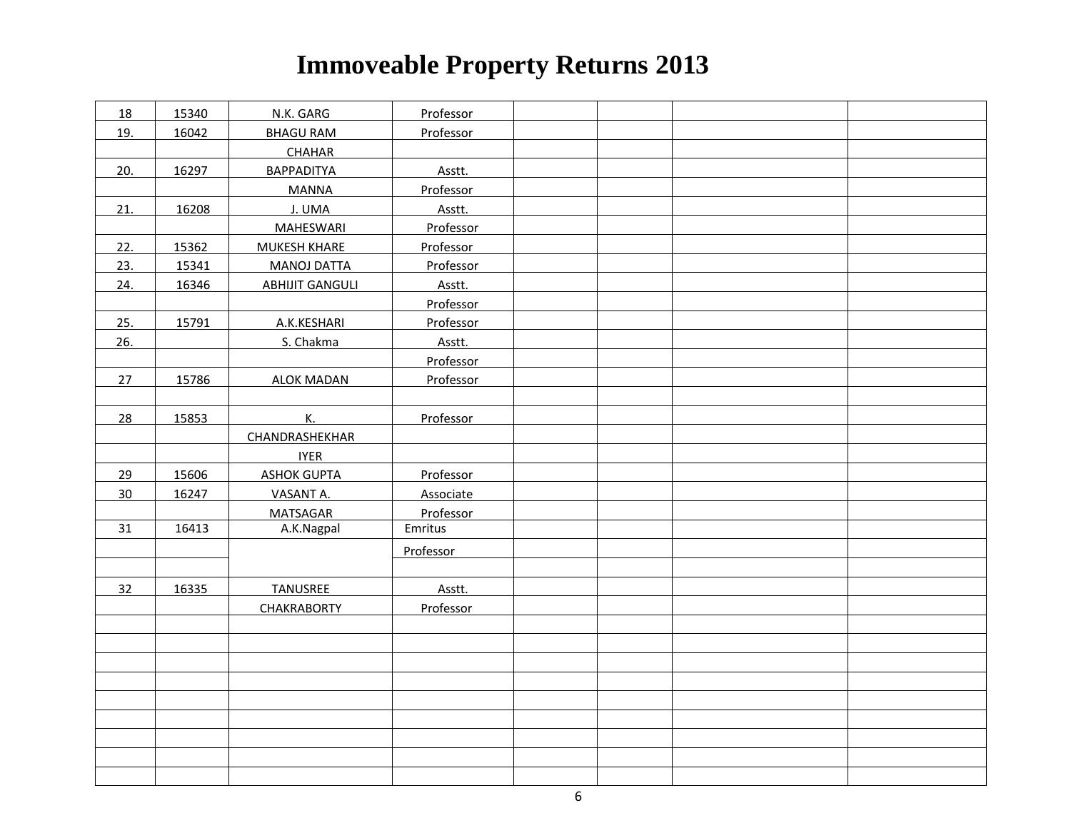# Immoveable Property Returns 2013

| | | | | | | | |
|---|---|---|---|---|---|---|---|
| 18 | 15340 | N.K. GARG | Professor | | | | |
| 19. | 16042 | BHAGU RAM | Professor | | | | |
| | | CHAHAR | | | | | |
| 20. | 16297 | BAPPADITYA | Asstt. | | | | |
| | | MANNA | Professor | | | | |
| 21. | 16208 | J. UMA | Asstt. | | | | |
| | | MAHESWARI | Professor | | | | |
| 22. | 15362 | MUKESH KHARE | Professor | | | | |
| 23. | 15341 | MANOJ DATTA | Professor | | | | |
| 24. | 16346 | ABHIJIT GANGULI | Asstt. | | | | |
| | | | Professor | | | | |
| 25. | 15791 | A.K.KESHARI | Professor | | | | |
| 26. | | S. Chakma | Asstt. | | | | |
| | | | Professor | | | | |
| 27 | 15786 | ALOK MADAN | Professor | | | | |
| | | | | | | | |
| 28 | 15853 | K. | Professor | | | | |
| | | CHANDRASHEKHAR | | | | | |
| | | IYER | | | | | |
| 29 | 15606 | ASHOK GUPTA | Professor | | | | |
| 30 | 16247 | VASANT A. | Associate | | | | |
| | | MATSAGAR | Professor | | | | |
| 31 | 16413 | A.K.Nagpal | Emritus | | | | |
| | | | Professor | | | | |
| | | | | | | | |
| 32 | 16335 | TANUSREE | Asstt. | | | | |
| | | CHAKRABORTY | Professor | | | | |
| | | | | | | | |
| | | | | | | | |
| | | | | | | | |
| | | | | | | | |
| | | | | | | | |
| | | | | | | | |
| | | | | | | | |
| | | | | | | | |
| | | | | | | | |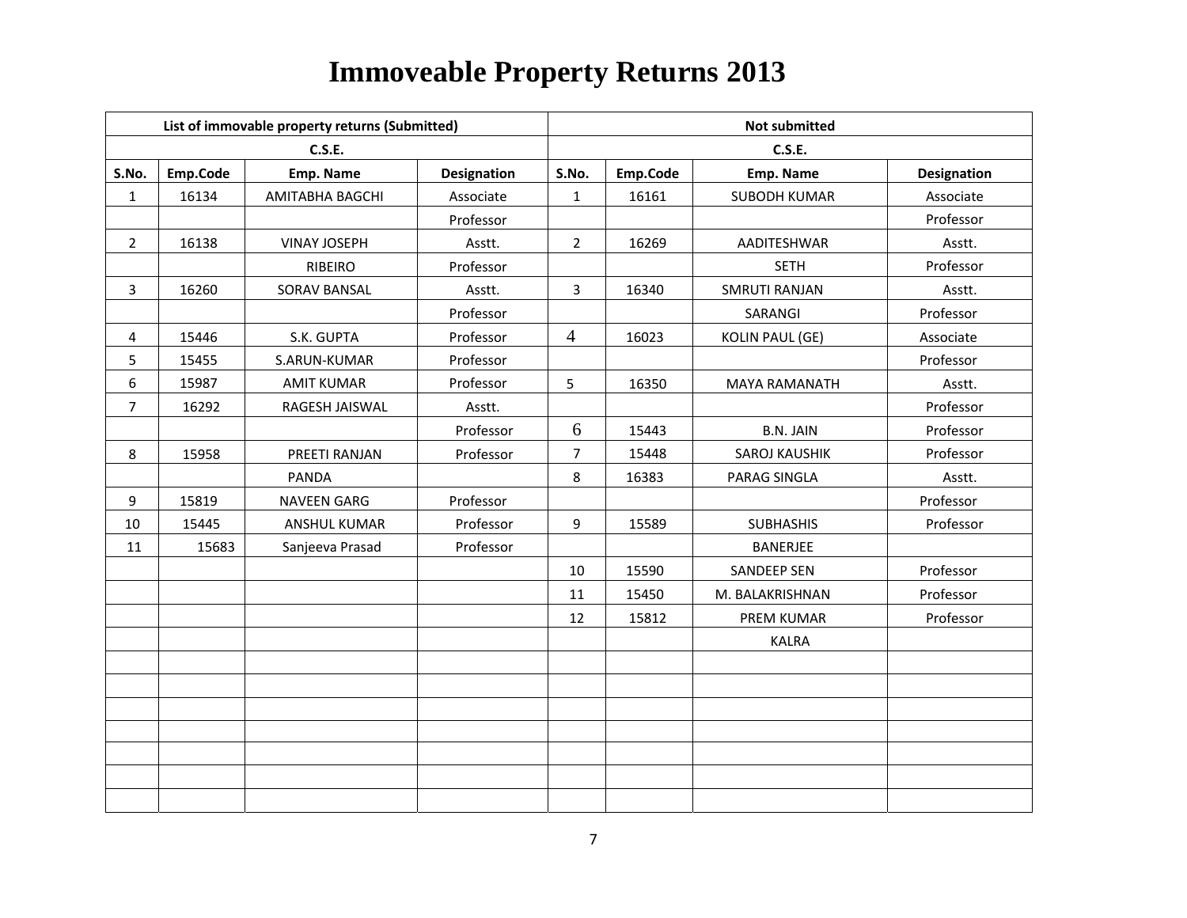# Immoveable Property Returns 2013

| List of immovable property returns (Submitted) | | | | Not submitted | | | |
|---|---|---|---|---|---|---|---|
| C.S.E. | | | | C.S.E. | | | |
| S.No. | Emp.Code | Emp. Name | Designation | S.No. | Emp.Code | Emp. Name | Designation |
| 1 | 16134 | AMITABHA BAGCHI | Associate | 1 | 16161 | SUBODH KUMAR | Associate |
| | | | Professor | | | | Professor |
| 2 | 16138 | VINAY JOSEPH | Asstt. | 2 | 16269 | AADITESHWAR | Asstt. |
| | | RIBEIRO | Professor | | | SETH | Professor |
| 3 | 16260 | SORAV BANSAL | Asstt. | 3 | 16340 | SMRUTI RANJAN | Asstt. |
| | | | Professor | | | SARANGI | Professor |
| 4 | 15446 | S.K. GUPTA | Professor | 4 | 16023 | KOLIN PAUL (GE) | Associate |
| 5 | 15455 | S.ARUN-KUMAR | Professor | | | | Professor |
| 6 | 15987 | AMIT KUMAR | Professor | 5 | 16350 | MAYA RAMANATH | Asstt. |
| 7 | 16292 | RAGESH JAISWAL | Asstt. | | | | Professor |
| | | | Professor | 6 | 15443 | B.N. JAIN | Professor |
| 8 | 15958 | PREETI RANJAN | Professor | 7 | 15448 | SAROJ KAUSHIK | Professor |
| | | PANDA | | 8 | 16383 | PARAG SINGLA | Asstt. |
| 9 | 15819 | NAVEEN GARG | Professor | | | | Professor |
| 10 | 15445 | ANSHUL KUMAR | Professor | 9 | 15589 | SUBHASHIS | Professor |
| 11 | 15683 | Sanjeeva Prasad | Professor | | | BANERJEE | |
| | | | | 10 | 15590 | SANDEEP SEN | Professor |
| | | | | 11 | 15450 | M. BALAKRISHNAN | Professor |
| | | | | 12 | 15812 | PREM KUMAR | Professor |
| | | | | | | KALRA | |
| | | | | | | | |
| | | | | | | | |
| | | | | | | | |
| | | | | | | | |
| | | | | | | | |
| | | | | | | | |
| | | | | | | | |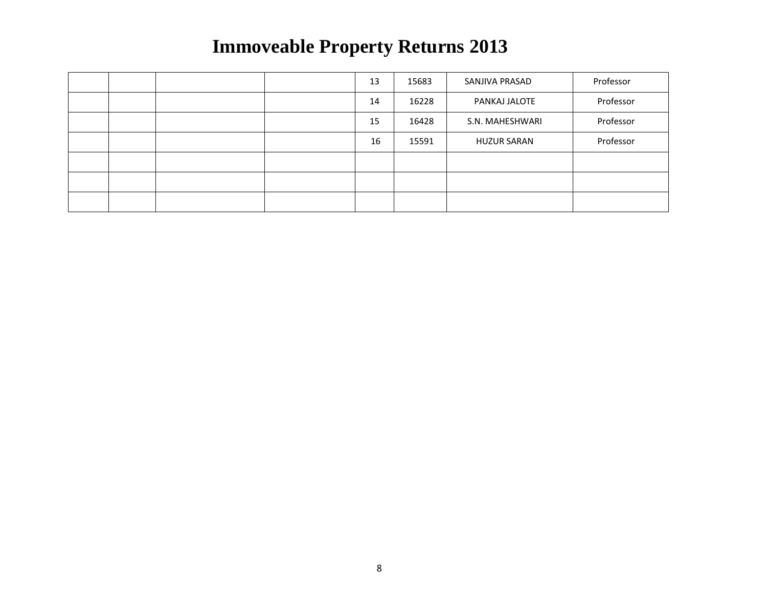# Immoveable Property Returns 2013

| | | | | | | | |
|---|---|---|---|---|---|---|---|
| | | | | 13 | 15683 | SANJIVA PRASAD | Professor |
| | | | | 14 | 16228 | PANKAJ JALOTE | Professor |
| | | | | 15 | 16428 | S.N. MAHESHWARI | Professor |
| | | | | 16 | 15591 | HUZUR SARAN | Professor |
| | | | | | | | |
| | | | | | | | |
| | | | | | | | |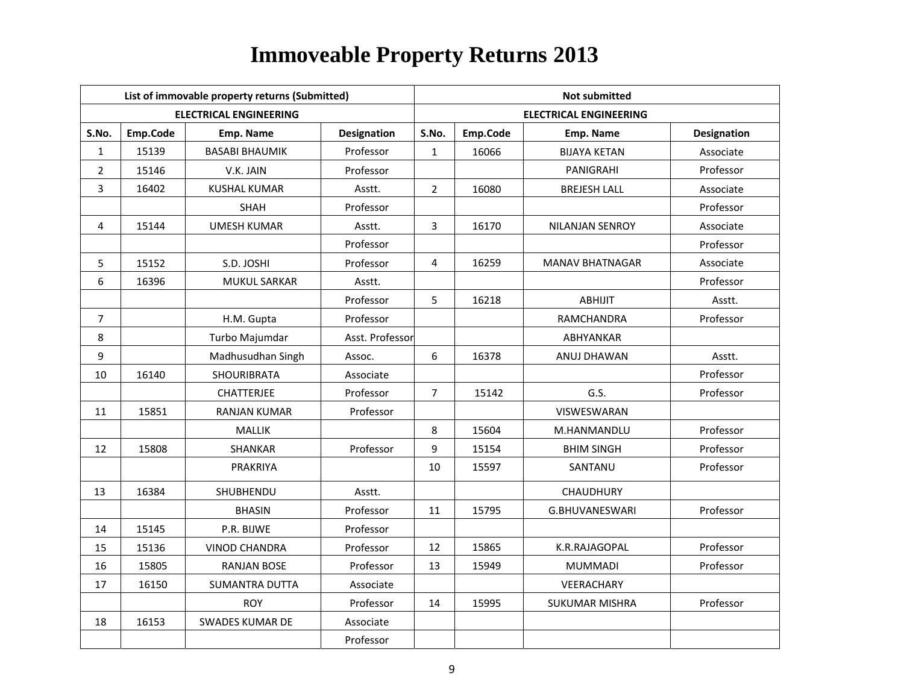# Immoveable Property Returns 2013

| List of immovable property returns (Submitted) | | | | Not submitted | | | |
|---|---|---|---|---|---|---|---|
| ELECTRICAL ENGINEERING | | | | ELECTRICAL ENGINEERING | | | |
| S.No. | Emp.Code | Emp. Name | Designation | S.No. | Emp.Code | Emp. Name | Designation |
| 1 | 15139 | BASABI BHAUMIK | Professor | 1 | 16066 | BIJAYA KETAN | Associate |
| 2 | 15146 | V.K. JAIN | Professor | | | PANIGRAHI | Professor |
| 3 | 16402 | KUSHAL KUMAR | Asstt. | 2 | 16080 | BREJESH LALL | Associate |
| | | SHAH | Professor | | | | Professor |
| 4 | 15144 | UMESH KUMAR | Asstt. | 3 | 16170 | NILANJAN SENROY | Associate |
| | | | Professor | | | | Professor |
| 5 | 15152 | S.D. JOSHI | Professor | 4 | 16259 | MANAV BHATNAGAR | Associate |
| 6 | 16396 | MUKUL SARKAR | Asstt. | | | | Professor |
| | | | Professor | 5 | 16218 | ABHIJIT | Asstt. |
| 7 | | H.M. Gupta | Professor | | | RAMCHANDRA | Professor |
| 8 | | Turbo Majumdar | Asst. Professor | | | ABHYANKAR | |
| 9 | | Madhusudhan Singh | Assoc. | 6 | 16378 | ANUJ DHAWAN | Asstt. |
| 10 | 16140 | SHOURIBRATA | Associate | | | | Professor |
| | | CHATTERJEE | Professor | 7 | 15142 | G.S. | Professor |
| 11 | 15851 | RANJAN KUMAR | Professor | | | VISWESWARAN | |
| | | MALLIK | | 8 | 15604 | M.HANMANDLU | Professor |
| 12 | 15808 | SHANKAR | Professor | 9 | 15154 | BHIM SINGH | Professor |
| | | PRAKRIYA | | 10 | 15597 | SANTANU | Professor |
| 13 | 16384 | SHUBHENDU | Asstt. | | | CHAUDHURY | |
| | | BHASIN | Professor | 11 | 15795 | G.BHUVANESWARI | Professor |
| 14 | 15145 | P.R. BIJWE | Professor | | | | |
| 15 | 15136 | VINOD CHANDRA | Professor | 12 | 15865 | K.R.RAJAGOPAL | Professor |
| 16 | 15805 | RANJAN BOSE | Professor | 13 | 15949 | MUMMADI | Professor |
| 17 | 16150 | SUMANTRA DUTTA | Associate | | | VEERACHARY | |
| | | ROY | Professor | 14 | 15995 | SUKUMAR MISHRA | Professor |
| 18 | 16153 | SWADES KUMAR DE | Associate | | | | |
| | | | Professor | | | | |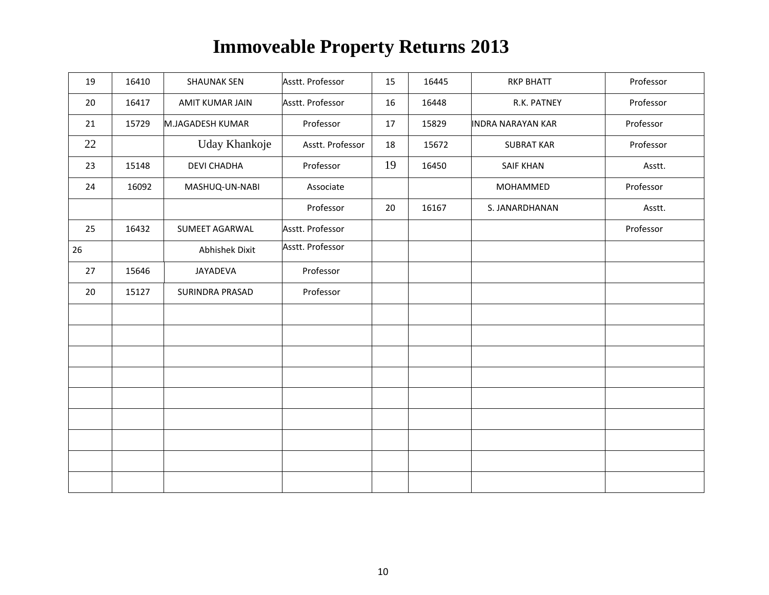# Immoveable Property Returns 2013

| | | | | | | | |
|---|---|---|---|---|---|---|---|
| 19 | 16410 | SHAUNAK SEN | Asstt. Professor | 15 | 16445 | RKP BHATT | Professor |
| 20 | 16417 | AMIT KUMAR JAIN | Asstt. Professor | 16 | 16448 | R.K. PATNEY | Professor |
| 21 | 15729 | M.JAGADESH KUMAR | Professor | 17 | 15829 | INDRA NARAYAN KAR | Professor |
| 22 | | Uday Khankoje | Asstt. Professor | 18 | 15672 | SUBRAT KAR | Professor |
| 23 | 15148 | DEVI CHADHA | Professor | 19 | 16450 | SAIF KHAN | Asstt. |
| 24 | 16092 | MASHUQ-UN-NABI | Associate | | | MOHAMMED | Professor |
| | | | Professor | 20 | 16167 | S. JANARDHANAN | Asstt. |
| 25 | 16432 | SUMEET AGARWAL | Asstt. Professor | | | | Professor |
| 26 | | Abhishek Dixit | Asstt. Professor | | | | |
| 27 | 15646 | JAYADEVA | Professor | | | | |
| 20 | 15127 | SURINDRA PRASAD | Professor | | | | |
| | | | | | | | |
| | | | | | | | |
| | | | | | | | |
| | | | | | | | |
| | | | | | | | |
| | | | | | | | |
| | | | | | | | |
| | | | | | | | |
| | | | | | | | |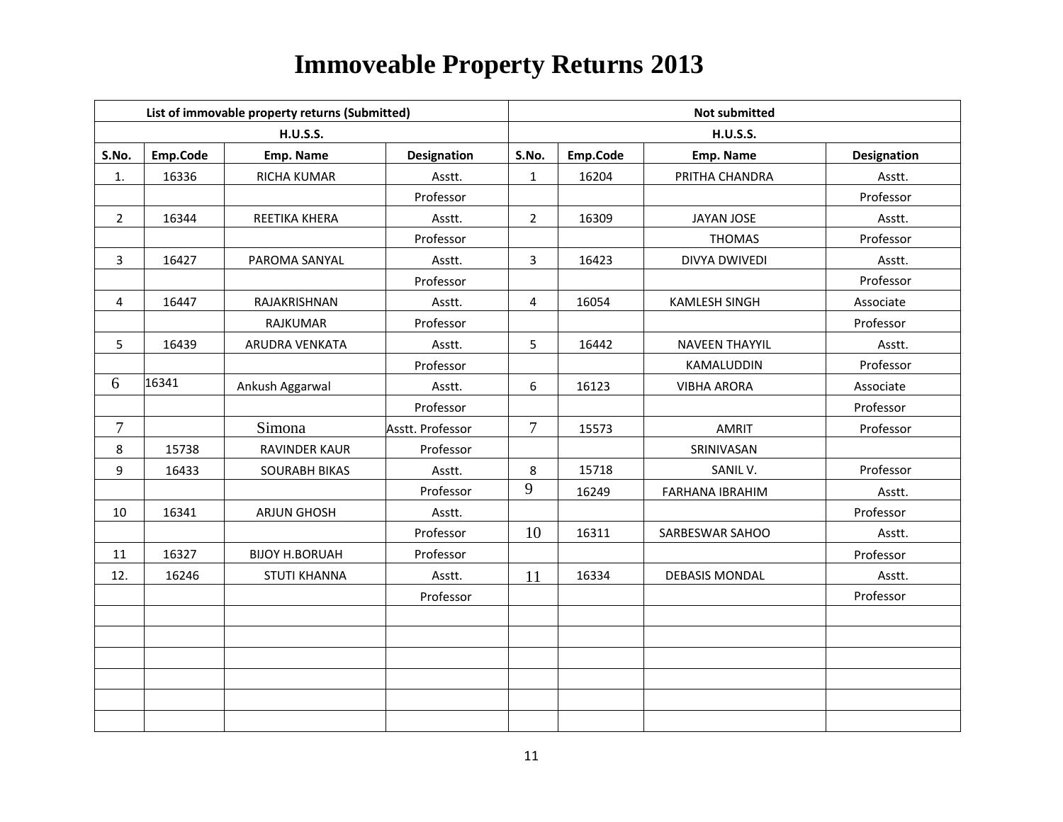# Immoveable Property Returns 2013

| List of immovable property returns (Submitted) | | | | Not submitted | | | |
|---|---|---|---|---|---|---|---|
| H.U.S.S. | | | | H.U.S.S. | | | |
| S.No. | Emp.Code | Emp. Name | Designation | S.No. | Emp.Code | Emp. Name | Designation |
| 1. | 16336 | RICHA KUMAR | Asstt. | 1 | 16204 | PRITHA CHANDRA | Asstt. |
| | | | Professor | | | | Professor |
| 2 | 16344 | REETIKA KHERA | Asstt. | 2 | 16309 | JAYAN JOSE | Asstt. |
| | | | Professor | | | THOMAS | Professor |
| 3 | 16427 | PAROMA SANYAL | Asstt. | 3 | 16423 | DIVYA DWIVEDI | Asstt. |
| | | | Professor | | | | Professor |
| 4 | 16447 | RAJAKRISHNAN | Asstt. | 4 | 16054 | KAMLESH SINGH | Associate |
| | | RAJKUMAR | Professor | | | | Professor |
| 5 | 16439 | ARUDRA VENKATA | Asstt. | 5 | 16442 | NAVEEN THAYYIL | Asstt. |
| | | | Professor | | | KAMALUDDIN | Professor |
| 6 | 16341 | Ankush Aggarwal | Asstt. | 6 | 16123 | VIBHA ARORA | Associate |
| | | | Professor | | | | Professor |
| 7 | | Simona | Asstt. Professor | 7 | 15573 | AMRIT | Professor |
| 8 | 15738 | RAVINDER KAUR | Professor | | | SRINIVASAN | |
| 9 | 16433 | SOURABH BIKAS | Asstt. | 8 | 15718 | SANIL V. | Professor |
| | | | Professor | 9 | 16249 | FARHANA IBRAHIM | Asstt. |
| 10 | 16341 | ARJUN GHOSH | Asstt. | | | | Professor |
| | | | Professor | 10 | 16311 | SARBESWAR SAHOO | Asstt. |
| 11 | 16327 | BIJOY H.BORUAH | Professor | | | | Professor |
| 12. | 16246 | STUTI KHANNA | Asstt. | 11 | 16334 | DEBASIS MONDAL | Asstt. |
| | | | Professor | | | | Professor |
| | | | | | | | |
| | | | | | | | |
| | | | | | | | |
| | | | | | | | |
| | | | | | | | |
| | | | | | | | |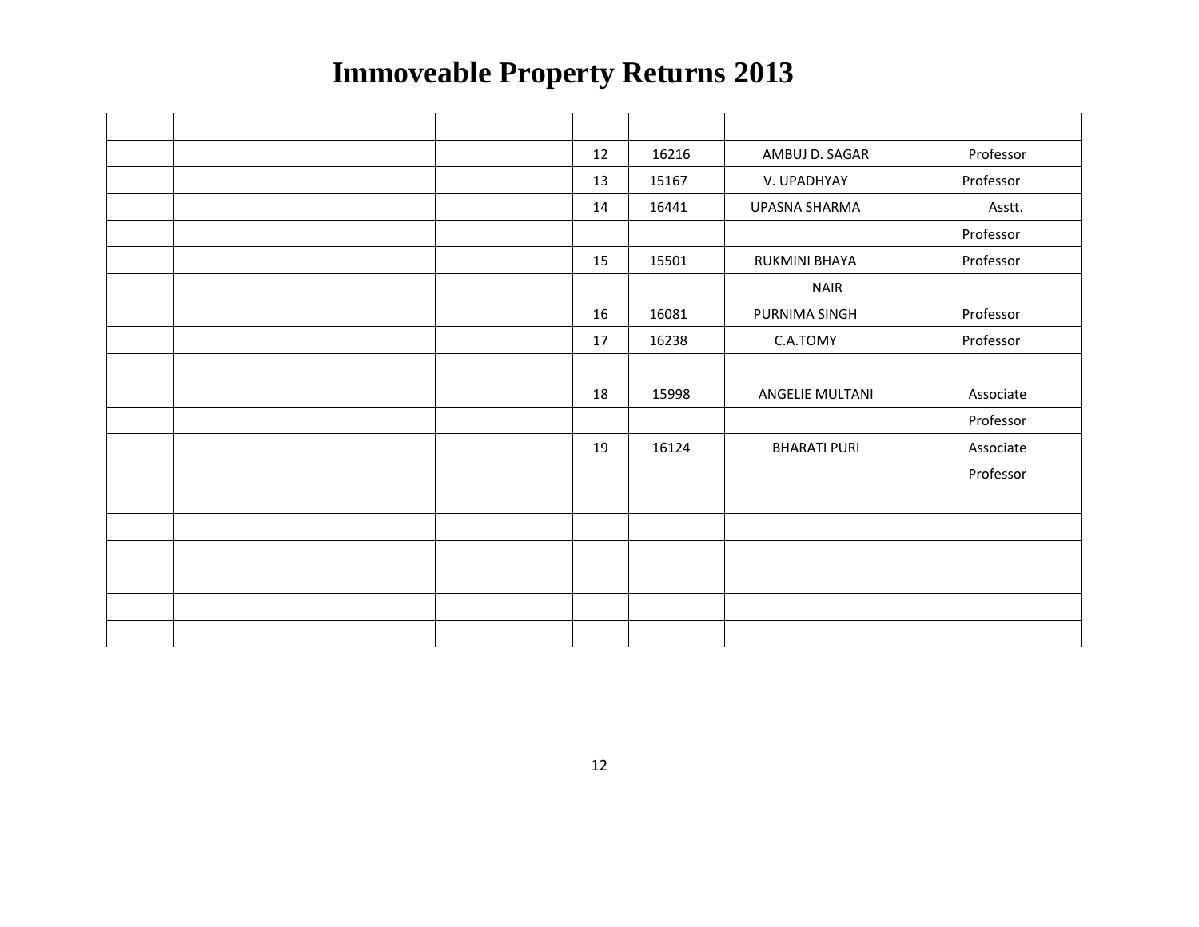# Immoveable Property Returns 2013

| | | | | | | | |
|---|---|---|---|---|---|---|---|
| | | | | 12 | 16216 | AMBUJ D. SAGAR | Professor |
| | | | | 13 | 15167 | V. UPADHYAY | Professor |
| | | | | 14 | 16441 | UPASNA SHARMA | Asstt. |
| | | | | | | | Professor |
| | | | | 15 | 15501 | RUKMINI BHAYA | Professor |
| | | | | | | NAIR | |
| | | | | 16 | 16081 | PURNIMA SINGH | Professor |
| | | | | 17 | 16238 | C.A.TOMY | Professor |
| | | | | | | | |
| | | | | 18 | 15998 | ANGELIE MULTANI | Associate |
| | | | | | | | Professor |
| | | | | 19 | 16124 | BHARATI PURI | Associate |
| | | | | | | | Professor |
| | | | | | | | |
| | | | | | | | |
| | | | | | | | |
| | | | | | | | |
| | | | | | | | |
| | | | | | | | |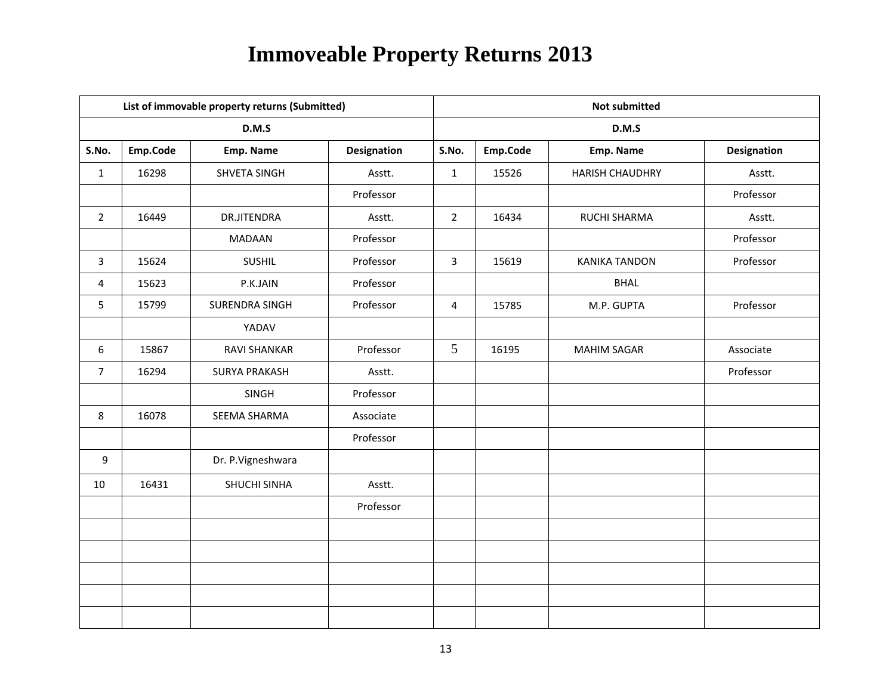# Immoveable Property Returns 2013

| List of immovable property returns (Submitted) | | | | Not submitted | | | |
|---|---|---|---|---|---|---|---|
| D.M.S | | | | D.M.S | | | |
| S.No. | Emp.Code | Emp. Name | Designation | S.No. | Emp.Code | Emp. Name | Designation |
| 1 | 16298 | SHVETA SINGH | Asstt. | 1 | 15526 | HARISH CHAUDHRY | Asstt. |
| | | | Professor | | | | Professor |
| 2 | 16449 | DR.JITENDRA | Asstt. | 2 | 16434 | RUCHI SHARMA | Asstt. |
| | | MADAAN | Professor | | | | Professor |
| 3 | 15624 | SUSHIL | Professor | 3 | 15619 | KANIKA TANDON | Professor |
| 4 | 15623 | P.K.JAIN | Professor | | | BHAL | |
| 5 | 15799 | SURENDRA SINGH | Professor | 4 | 15785 | M.P. GUPTA | Professor |
| | | YADAV | | | | | |
| 6 | 15867 | RAVI SHANKAR | Professor | 5 | 16195 | MAHIM SAGAR | Associate |
| 7 | 16294 | SURYA PRAKASH | Asstt. | | | | Professor |
| | | SINGH | Professor | | | | |
| 8 | 16078 | SEEMA SHARMA | Associate | | | | |
| | | | Professor | | | | |
| 9 | | Dr. P.Vigneshwara | | | | | |
| 10 | 16431 | SHUCHI SINHA | Asstt. | | | | |
| | | | Professor | | | | |
| | | | | | | | |
| | | | | | | | |
| | | | | | | | |
| | | | | | | | |
| | | | | | | | |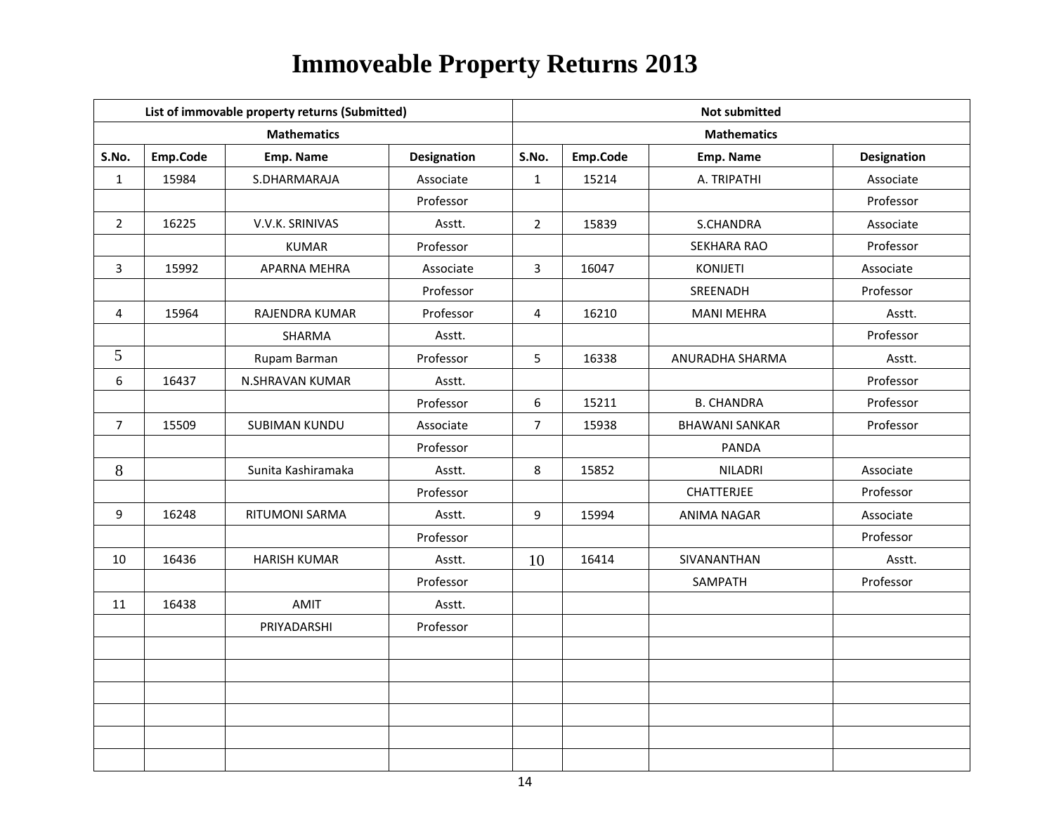# Immoveable Property Returns 2013

| List of immovable property returns (Submitted) | | | | Not submitted | | | |
|---|---|---|---|---|---|---|---|
| Mathematics | | | | Mathematics | | | |
| S.No. | Emp.Code | Emp. Name | Designation | S.No. | Emp.Code | Emp. Name | Designation |
| 1 | 15984 | S.DHARMARAJA | Associate | 1 | 15214 | A. TRIPATHI | Associate |
| | | | Professor | | | | Professor |
| 2 | 16225 | V.V.K. SRINIVAS | Asstt. | 2 | 15839 | S.CHANDRA | Associate |
| | | KUMAR | Professor | | | SEKHARA RAO | Professor |
| 3 | 15992 | APARNA MEHRA | Associate | 3 | 16047 | KONIJETI | Associate |
| | | | Professor | | | SREENADH | Professor |
| 4 | 15964 | RAJENDRA KUMAR | Professor | 4 | 16210 | MANI MEHRA | Asstt. |
| | | SHARMA | Asstt. | | | | Professor |
| 5 | | Rupam Barman | Professor | 5 | 16338 | ANURADHA SHARMA | Asstt. |
| 6 | 16437 | N.SHRAVAN KUMAR | Asstt. | | | | Professor |
| | | | Professor | 6 | 15211 | B. CHANDRA | Professor |
| 7 | 15509 | SUBIMAN KUNDU | Associate | 7 | 15938 | BHAWANI SANKAR | Professor |
| | | | Professor | | | PANDA | |
| 8 | | Sunita Kashiramaka | Asstt. | 8 | 15852 | NILADRI | Associate |
| | | | Professor | | | CHATTERJEE | Professor |
| 9 | 16248 | RITUMONI SARMA | Asstt. | 9 | 15994 | ANIMA NAGAR | Associate |
| | | | Professor | | | | Professor |
| 10 | 16436 | HARISH KUMAR | Asstt. | 10 | 16414 | SIVANANTHAN | Asstt. |
| | | | Professor | | | SAMPATH | Professor |
| 11 | 16438 | AMIT | Asstt. | | | | |
| | | PRIYADARSHI | Professor | | | | |
| | | | | | | | |
| | | | | | | | |
| | | | | | | | |
| | | | | | | | |
| | | | | | | | |
| | | | | | | | |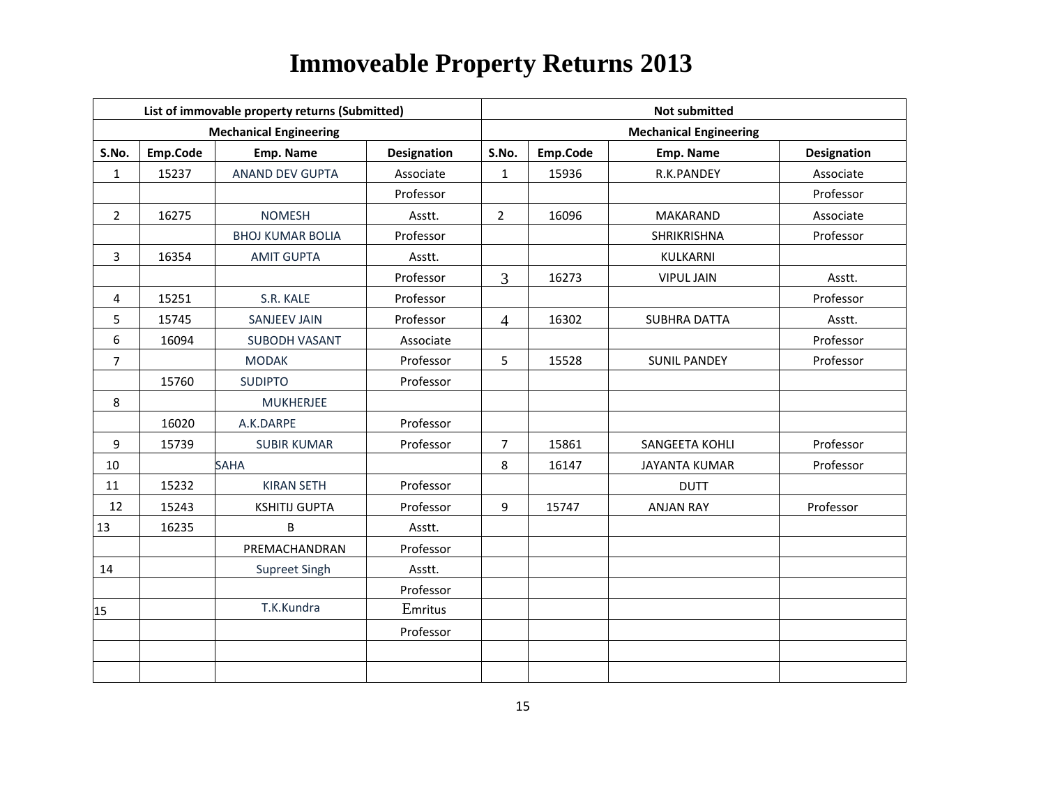# Immoveable Property Returns 2013

| List of immovable property returns (Submitted) | | | | Not submitted | | | |
|---|---|---|---|---|---|---|---|
| Mechanical Engineering | | | | Mechanical Engineering | | | |
| S.No. | Emp.Code | Emp. Name | Designation | S.No. | Emp.Code | Emp. Name | Designation |
| 1 | 15237 | ANAND DEV GUPTA | Associate | 1 | 15936 | R.K.PANDEY | Associate |
| | | | Professor | | | | Professor |
| 2 | 16275 | NOMESH | Asstt. | 2 | 16096 | MAKARAND | Associate |
| | | BHOJ KUMAR BOLIA | Professor | | | SHRIKRISHNA | Professor |
| 3 | 16354 | AMIT GUPTA | Asstt. | | | KULKARNI | |
| | | | Professor | 3 | 16273 | VIPUL JAIN | Asstt. |
| 4 | 15251 | S.R. KALE | Professor | | | | Professor |
| 5 | 15745 | SANJEEV JAIN | Professor | 4 | 16302 | SUBHRA DATTA | Asstt. |
| 6 | 16094 | SUBODH VASANT | Associate | | | | Professor |
| 7 | | MODAK | Professor | 5 | 15528 | SUNIL PANDEY | Professor |
| | 15760 | SUDIPTO | Professor | | | | |
| 8 | | MUKHERJEE | | | | | |
| | 16020 | A.K.DARPE | Professor | | | | |
| 9 | 15739 | SUBIR KUMAR | Professor | 7 | 15861 | SANGEETA KOHLI | Professor |
| 10 | | SAHA | | 8 | 16147 | JAYANTA KUMAR | Professor |
| 11 | 15232 | KIRAN SETH | Professor | | | DUTT | |
| 12 | 15243 | KSHITIJ GUPTA | Professor | 9 | 15747 | ANJAN RAY | Professor |
| 13 | 16235 | B | Asstt. | | | | |
| | | PREMACHANDRAN | Professor | | | | |
| 14 | | Supreet Singh | Asstt. | | | | |
| | | | Professor | | | | |
| 15 | | T.K.Kundra | Emritus | | | | |
| | | | Professor | | | | |
| | | | | | | | |
| | | | | | | | |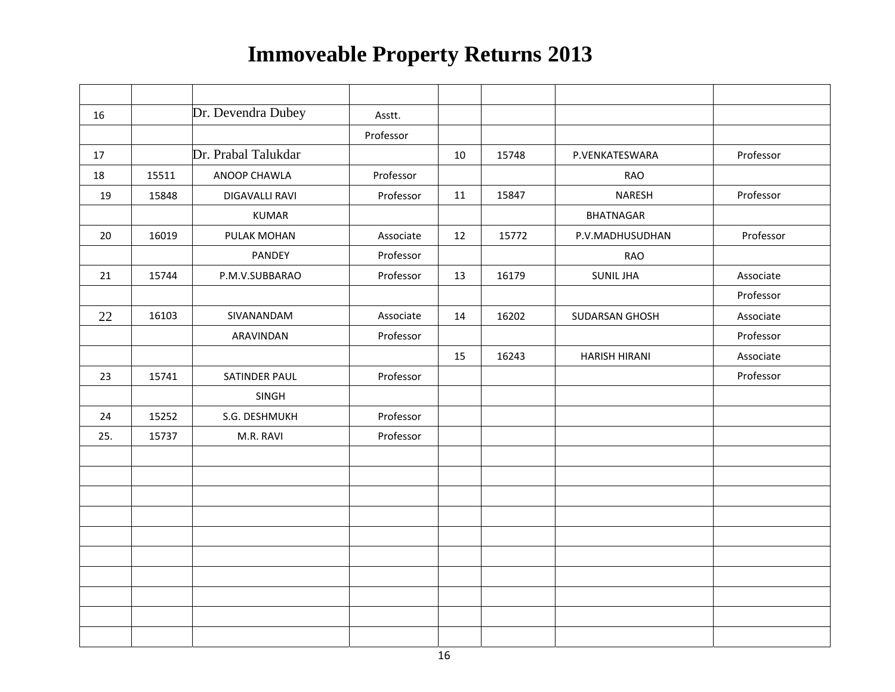# Immoveable Property Returns 2013

| | | | | | | | |
|---|---|---|---|---|---|---|---|
| 16 | | Dr. Devendra Dubey | Asstt. | | | | |
| | | | Professor | | | | |
| 17 | | Dr. Prabal Talukdar | | 10 | 15748 | P.VENKATESWARA | Professor |
| 18 | 15511 | ANOOP CHAWLA | Professor | | | RAO | |
| 19 | 15848 | DIGAVALLI RAVI | Professor | 11 | 15847 | NARESH | Professor |
| | | KUMAR | | | | BHATNAGAR | |
| 20 | 16019 | PULAK MOHAN | Associate | 12 | 15772 | P.V.MADHUSUDHAN | Professor |
| | | PANDEY | Professor | | | RAO | |
| 21 | 15744 | P.M.V.SUBBARAO | Professor | 13 | 16179 | SUNIL JHA | Associate |
| | | | | | | | Professor |
| 22 | 16103 | SIVANANDAM | Associate | 14 | 16202 | SUDARSAN GHOSH | Associate |
| | | ARAVINDAN | Professor | | | | Professor |
| | | | | 15 | 16243 | HARISH HIRANI | Associate |
| 23 | 15741 | SATINDER PAUL | Professor | | | | Professor |
| | | SINGH | | | | | |
| 24 | 15252 | S.G. DESHMUKH | Professor | | | | |
| 25. | 15737 | M.R. RAVI | Professor | | | | |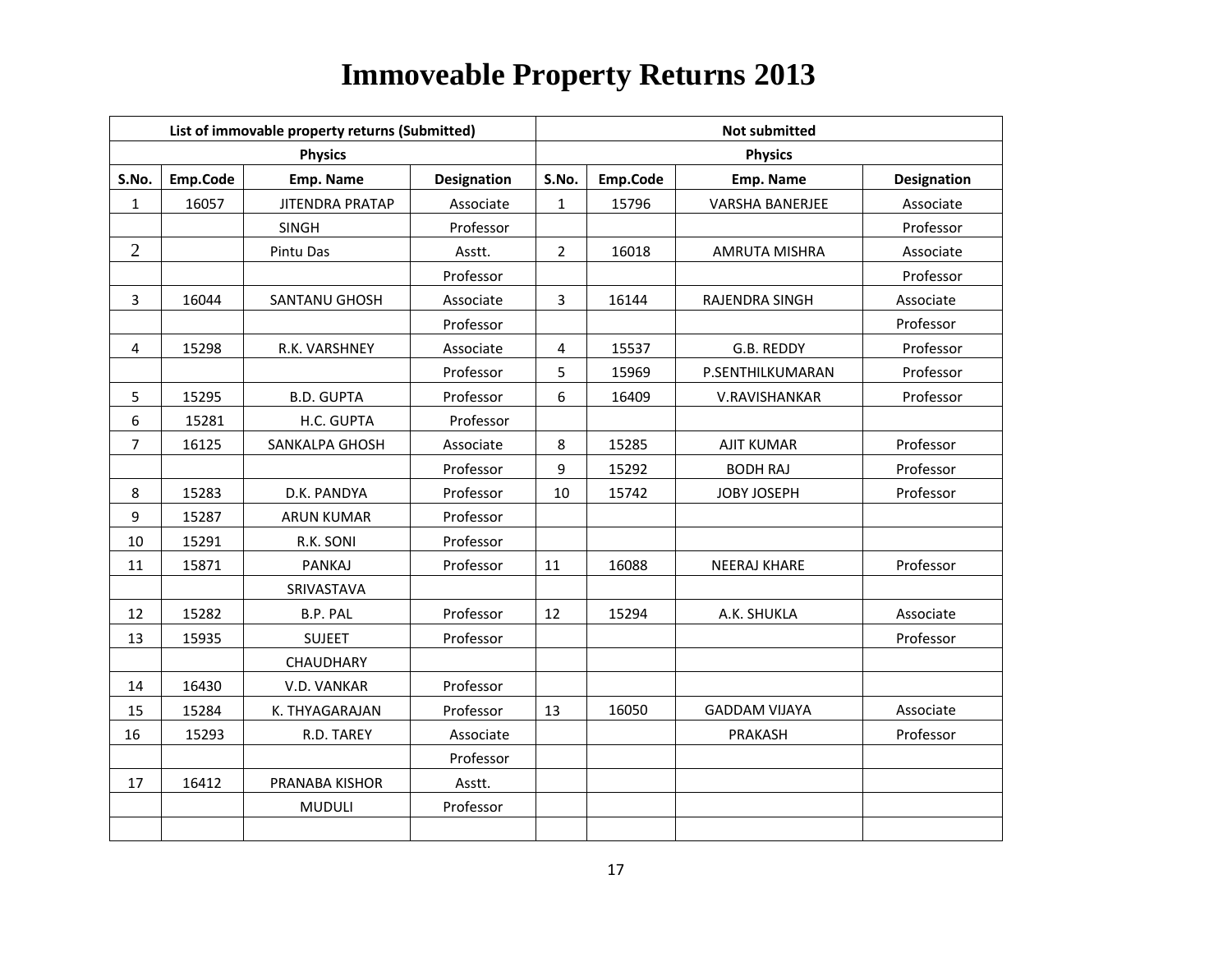# Immoveable Property Returns 2013

| List of immovable property returns (Submitted) | | | | Not submitted | | | |
|---|---|---|---|---|---|---|---|
| Physics | | | | Physics | | | |
| S.No. | Emp.Code | Emp. Name | Designation | S.No. | Emp.Code | Emp. Name | Designation |
| 1 | 16057 | JITENDRA PRATAP | Associate | 1 | 15796 | VARSHA BANERJEE | Associate |
| | | SINGH | Professor | | | | Professor |
| 2 | | Pintu Das | Asstt. | 2 | 16018 | AMRUTA MISHRA | Associate |
| | | | Professor | | | | Professor |
| 3 | 16044 | SANTANU GHOSH | Associate | 3 | 16144 | RAJENDRA SINGH | Associate |
| | | | Professor | | | | Professor |
| 4 | 15298 | R.K. VARSHNEY | Associate | 4 | 15537 | G.B. REDDY | Professor |
| | | | Professor | 5 | 15969 | P.SENTHILKUMARAN | Professor |
| 5 | 15295 | B.D. GUPTA | Professor | 6 | 16409 | V.RAVISHANKAR | Professor |
| 6 | 15281 | H.C. GUPTA | Professor | | | | |
| 7 | 16125 | SANKALPA GHOSH | Associate | 8 | 15285 | AJIT KUMAR | Professor |
| | | | Professor | 9 | 15292 | BODH RAJ | Professor |
| 8 | 15283 | D.K. PANDYA | Professor | 10 | 15742 | JOBY JOSEPH | Professor |
| 9 | 15287 | ARUN KUMAR | Professor | | | | |
| 10 | 15291 | R.K. SONI | Professor | | | | |
| 11 | 15871 | PANKAJ | Professor | 11 | 16088 | NEERAJ KHARE | Professor |
| | | SRIVASTAVA | | | | | |
| 12 | 15282 | B.P. PAL | Professor | 12 | 15294 | A.K. SHUKLA | Associate |
| 13 | 15935 | SUJEET | Professor | | | | Professor |
| | | CHAUDHARY | | | | | |
| 14 | 16430 | V.D. VANKAR | Professor | | | | |
| 15 | 15284 | K. THYAGARAJAN | Professor | 13 | 16050 | GADDAM VIJAYA | Associate |
| 16 | 15293 | R.D. TAREY | Associate | | | PRAKASH | Professor |
| | | | Professor | | | | |
| 17 | 16412 | PRANABA KISHOR | Asstt. | | | | |
| | | MUDULI | Professor | | | | |
| | | | | | | | |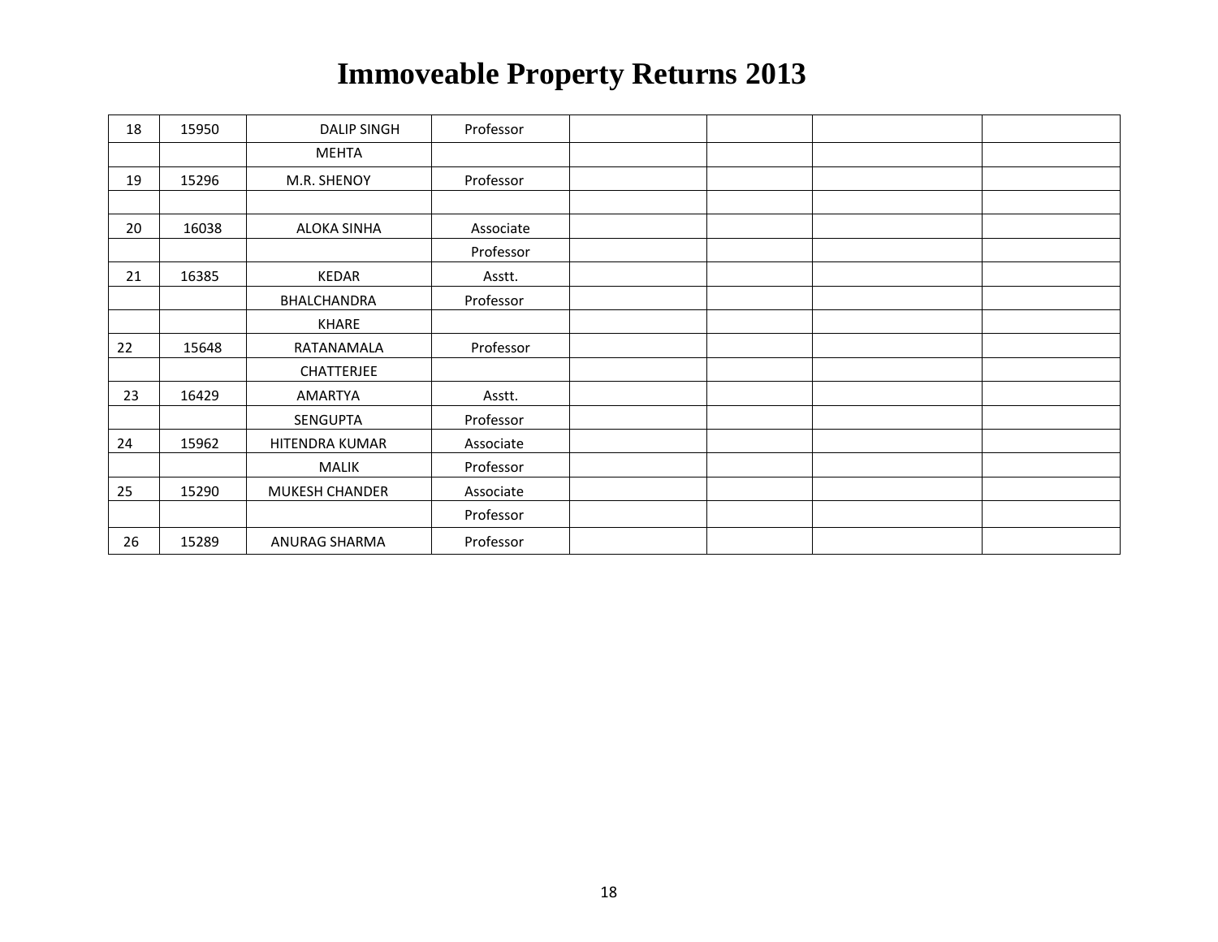# Immoveable Property Returns 2013

| | | | | | | | |
|---|---|---|---|---|---|---|---|
| 18 | 15950 | DALIP SINGH | Professor | | | | |
| | | MEHTA | | | | | |
| 19 | 15296 | M.R. SHENOY | Professor | | | | |
| | | | | | | | |
| 20 | 16038 | ALOKA SINHA | Associate | | | | |
| | | | Professor | | | | |
| 21 | 16385 | KEDAR | Asstt. | | | | |
| | | BHALCHANDRA | Professor | | | | |
| | | KHARE | | | | | |
| 22 | 15648 | RATANAMALA | Professor | | | | |
| | | CHATTERJEE | | | | | |
| 23 | 16429 | AMARTYA | Asstt. | | | | |
| | | SENGUPTA | Professor | | | | |
| 24 | 15962 | HITENDRA KUMAR | Associate | | | | |
| | | MALIK | Professor | | | | |
| 25 | 15290 | MUKESH CHANDER | Associate | | | | |
| | | | Professor | | | | |
| 26 | 15289 | ANURAG SHARMA | Professor | | | | |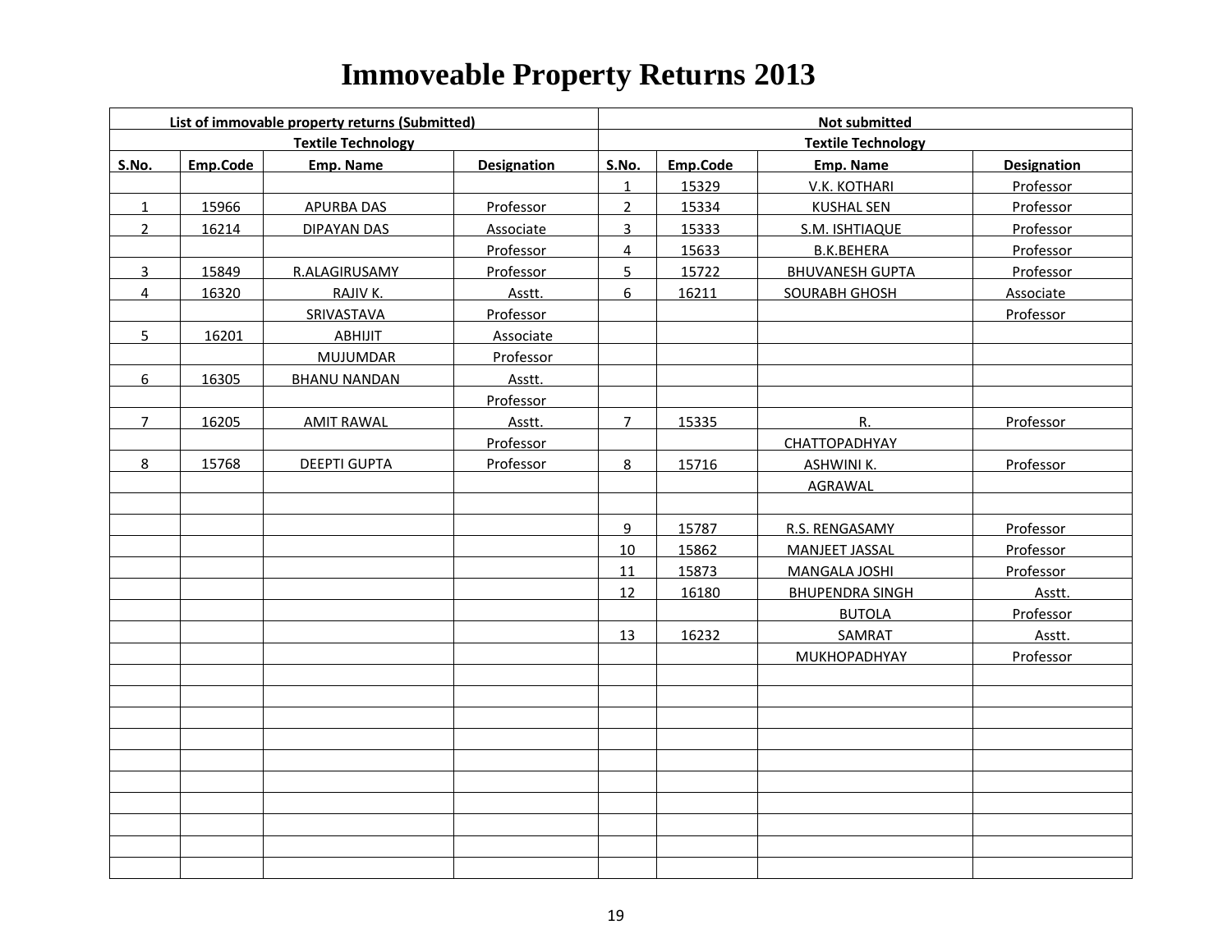# Immoveable Property Returns 2013

| List of immovable property returns (Submitted) | | | | Not submitted | | | |
|---|---|---|---|---|---|---|---|
| Textile Technology | | | | Textile Technology | | | |
| S.No. | Emp.Code | Emp. Name | Designation | S.No. | Emp.Code | Emp. Name | Designation |
| | | | | 1 | 15329 | V.K. KOTHARI | Professor |
| 1 | 15966 | APURBA DAS | Professor | 2 | 15334 | KUSHAL SEN | Professor |
| 2 | 16214 | DIPAYAN DAS | Associate Professor | 3 | 15333 | S.M. ISHTIAQUE | Professor |
| | | | | 4 | 15633 | B.K.BEHERA | Professor |
| 3 | 15849 | R.ALAGIRUSAMY | Professor | 5 | 15722 | BHUVANESH GUPTA | Professor |
| 4 | 16320 | RAJIV K. SRIVASTAVA | Asstt. Professor | 6 | 16211 | SOURABH GHOSH | Associate Professor |
| 5 | 16201 | ABHIJIT MUJUMDAR | Associate Professor | | | | |
| 6 | 16305 | BHANU NANDAN | Asstt. Professor | | | | |
| 7 | 16205 | AMIT RAWAL | Asstt. Professor | 7 | 15335 | R. CHATTOPADHYAY | Professor |
| 8 | 15768 | DEEPTI GUPTA | Professor | 8 | 15716 | ASHWINI K. AGRAWAL | Professor |
| | | | | 9 | 15787 | R.S. RENGASAMY | Professor |
| | | | | 10 | 15862 | MANJEET JASSAL | Professor |
| | | | | 11 | 15873 | MANGALA JOSHI | Professor |
| | | | | 12 | 16180 | BHUPENDRA SINGH BUTOLA | Asstt. Professor |
| | | | | 13 | 16232 | SAMRAT MUKHOPADHYAY | Asstt. Professor |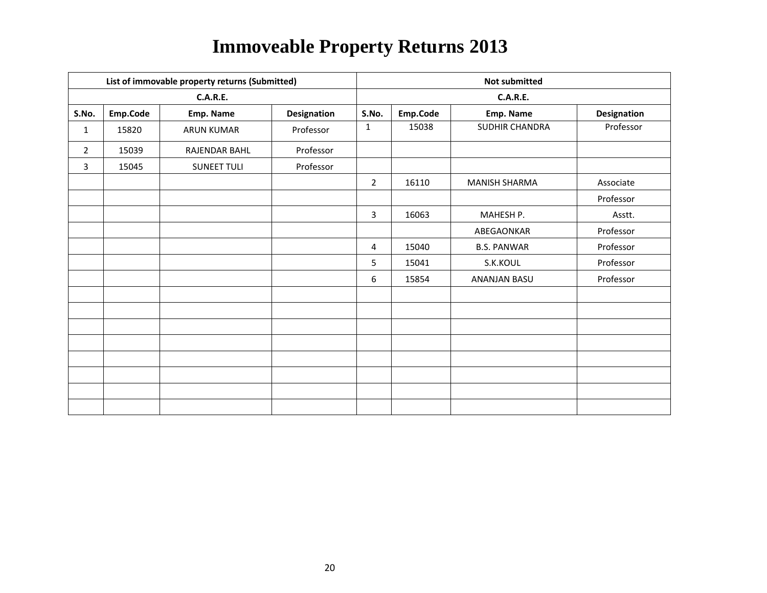# Immoveable Property Returns 2013

| List of immovable property returns (Submitted) | | | | Not submitted | | | |
|---|---|---|---|---|---|---|---|
| C.A.R.E. | | | | C.A.R.E. | | | |
| S.No. | Emp.Code | Emp. Name | Designation | S.No. | Emp.Code | Emp. Name | Designation |
| 1 | 15820 | ARUN KUMAR | Professor | 1 | 15038 | SUDHIR CHANDRA | Professor |
| 2 | 15039 | RAJENDAR BAHL | Professor | | | | |
| 3 | 15045 | SUNEET TULI | Professor | | | | |
| | | | | 2 | 16110 | MANISH SHARMA | Associate |
| | | | | | | | Professor |
| | | | | 3 | 16063 | MAHESH P. | Asstt. |
| | | | | | | ABEGAONKAR | Professor |
| | | | | 4 | 15040 | B.S. PANWAR | Professor |
| | | | | 5 | 15041 | S.K.KOUL | Professor |
| | | | | 6 | 15854 | ANANJAN BASU | Professor |
| | | | | | | | |
| | | | | | | | |
| | | | | | | | |
| | | | | | | | |
| | | | | | | | |
| | | | | | | | |
| | | | | | | | |
| | | | | | | | |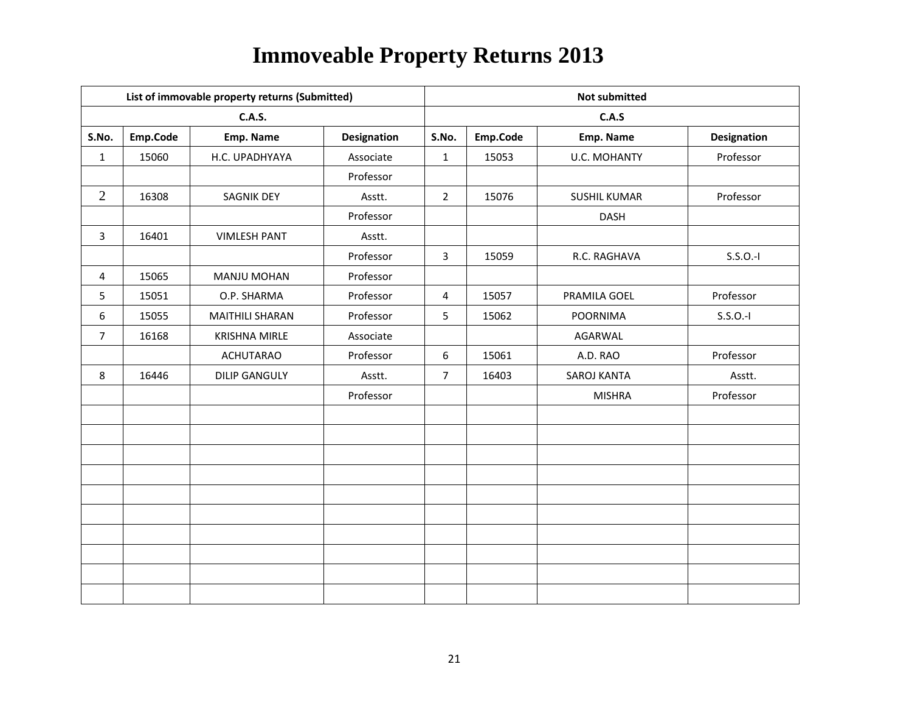# Immoveable Property Returns 2013

| List of immovable property returns (Submitted) | | | | Not submitted | | | |
|---|---|---|---|---|---|---|---|
| C.A.S. | | | | C.A.S | | | |
| S.No. | Emp.Code | Emp. Name | Designation | S.No. | Emp.Code | Emp. Name | Designation |
| 1 | 15060 | H.C. UPADHYAYA | Associate | 1 | 15053 | U.C. MOHANTY | Professor |
| | | | Professor | | | | |
| 2 | 16308 | SAGNIK DEY | Asstt. | 2 | 15076 | SUSHIL KUMAR | Professor |
| | | | Professor | | | DASH | |
| 3 | 16401 | VIMLESH PANT | Asstt. | | | | |
| | | | Professor | 3 | 15059 | R.C. RAGHAVA | S.S.O.-I |
| 4 | 15065 | MANJU MOHAN | Professor | | | | |
| 5 | 15051 | O.P. SHARMA | Professor | 4 | 15057 | PRAMILA GOEL | Professor |
| 6 | 15055 | MAITHILI SHARAN | Professor | 5 | 15062 | POORNIMA | S.S.O.-I |
| 7 | 16168 | KRISHNA MIRLE | Associate | | | AGARWAL | |
| | | ACHUTARAO | Professor | 6 | 15061 | A.D. RAO | Professor |
| 8 | 16446 | DILIP GANGULY | Asstt. | 7 | 16403 | SAROJ KANTA | Asstt. |
| | | | Professor | | | MISHRA | Professor |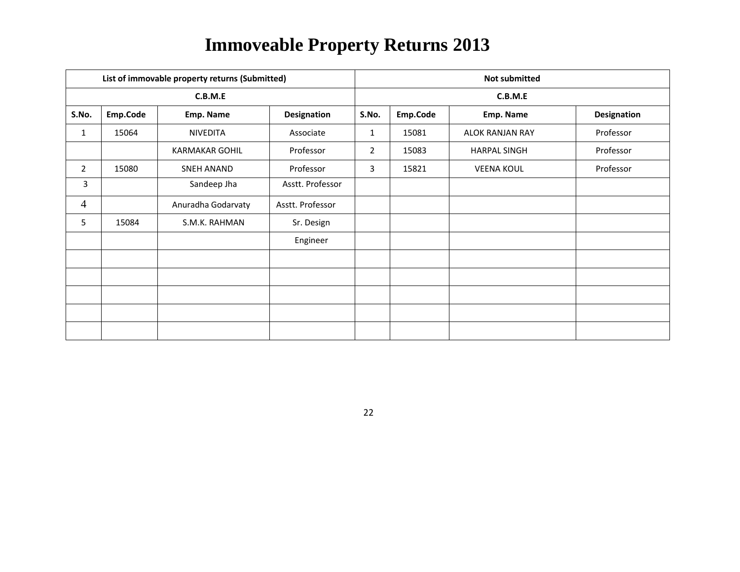# Immoveable Property Returns 2013

| List of immovable property returns (Submitted) | | | | Not submitted | | | |
|---|---|---|---|---|---|---|---|
| C.B.M.E | | | | C.B.M.E | | | |
| S.No. | Emp.Code | Emp. Name | Designation | S.No. | Emp.Code | Emp. Name | Designation |
| 1 | 15064 | NIVEDITA | Associate | 1 | 15081 | ALOK RANJAN RAY | Professor |
| | | KARMAKAR GOHIL | Professor | 2 | 15083 | HARPAL SINGH | Professor |
| 2 | 15080 | SNEH ANAND | Professor | 3 | 15821 | VEENA KOUL | Professor |
| 3 | | Sandeep Jha | Asstt. Professor | | | | |
| 4 | | Anuradha Godarvaty | Asstt. Professor | | | | |
| 5 | 15084 | S.M.K. RAHMAN | Sr. Design | | | | |
| | | | Engineer | | | | |
| | | | | | | | |
| | | | | | | | |
| | | | | | | | |
| | | | | | | | |
| | | | | | | | |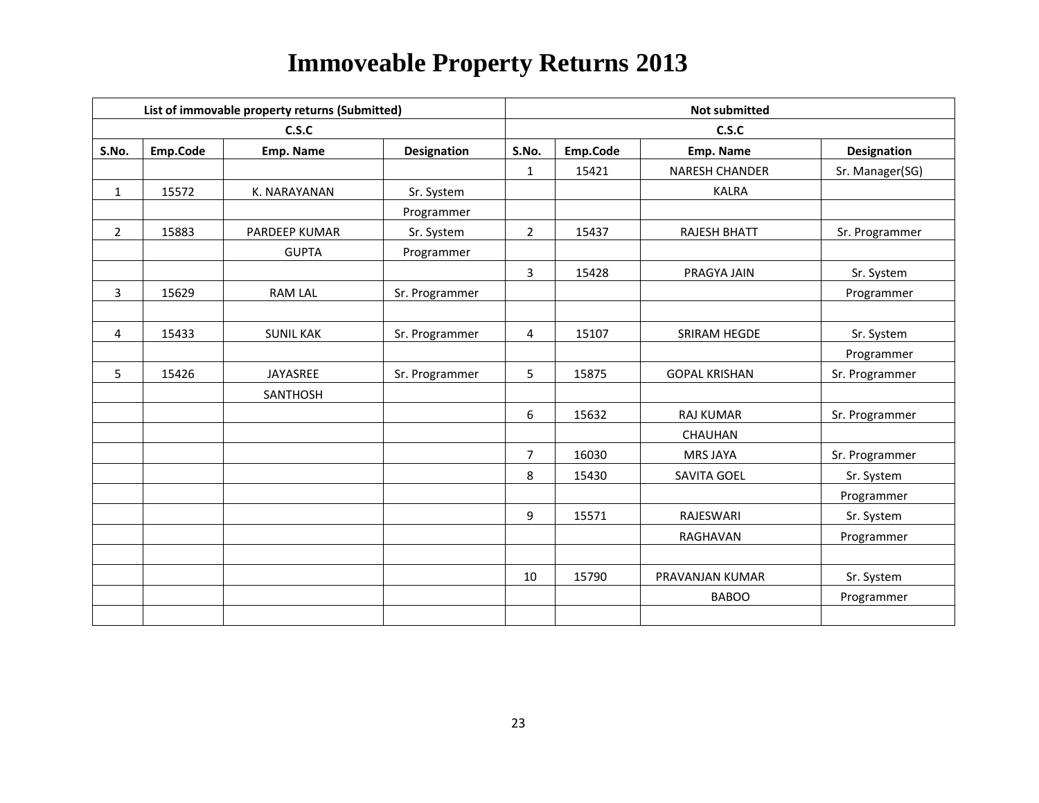# Immoveable Property Returns 2013

| List of immovable property returns (Submitted) | | | | Not submitted | | | |
|---|---|---|---|---|---|---|---|
| C.S.C | | | | C.S.C | | | |
| S.No. | Emp.Code | Emp. Name | Designation | S.No. | Emp.Code | Emp. Name | Designation |
| | | | | 1 | 15421 | NARESH CHANDER KALRA | Sr. Manager(SG) |
| 1 | 15572 | K. NARAYANAN | Sr. System Programmer | | | | |
| 2 | 15883 | PARDEEP KUMAR GUPTA | Sr. System Programmer | 2 | 15437 | RAJESH BHATT | Sr. Programmer |
| | | | | 3 | 15428 | PRAGYA JAIN | Sr. System Programmer |
| 3 | 15629 | RAM LAL | Sr. Programmer | | | | |
| 4 | 15433 | SUNIL KAK | Sr. Programmer | 4 | 15107 | SRIRAM HEGDE | Sr. System Programmer |
| 5 | 15426 | JAYASREE SANTHOSH | Sr. Programmer | 5 | 15875 | GOPAL KRISHAN | Sr. Programmer |
| | | | | 6 | 15632 | RAJ KUMAR CHAUHAN | Sr. Programmer |
| | | | | 7 | 16030 | MRS JAYA | Sr. Programmer |
| | | | | 8 | 15430 | SAVITA GOEL | Sr. System Programmer |
| | | | | 9 | 15571 | RAJESWARI RAGHAVAN | Sr. System Programmer |
| | | | | 10 | 15790 | PRAVANJAN KUMAR BABOO | Sr. System Programmer |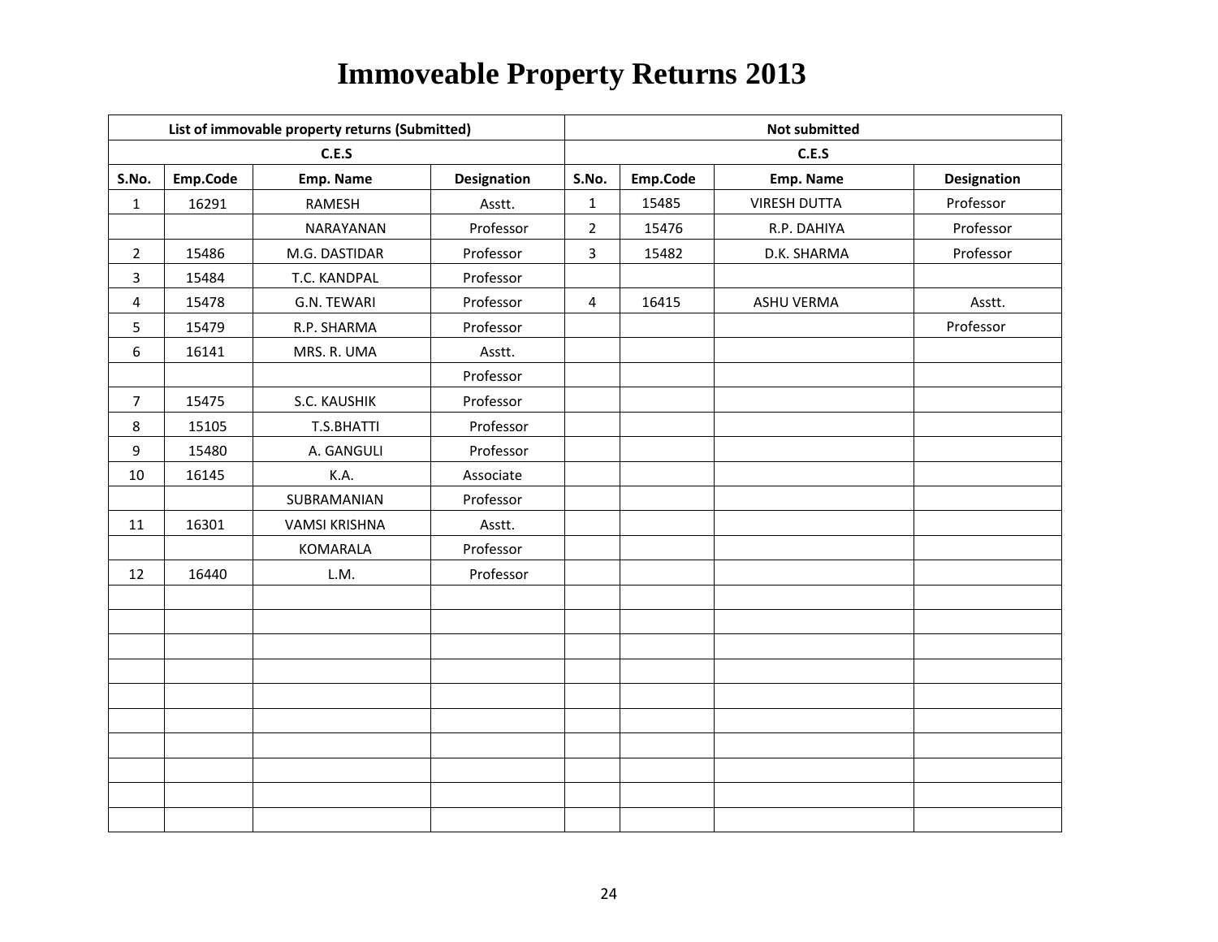# Immoveable Property Returns 2013

| List of immovable property returns (Submitted) | | | | Not submitted | | | |
|---|---|---|---|---|---|---|---|
| C.E.S | | | | C.E.S | | | |
| S.No. | Emp.Code | Emp. Name | Designation | S.No. | Emp.Code | Emp. Name | Designation |
| 1 | 16291 | RAMESH | Asstt. | 1 | 15485 | VIRESH DUTTA | Professor |
| | | NARAYANAN | Professor | 2 | 15476 | R.P. DAHIYA | Professor |
| 2 | 15486 | M.G. DASTIDAR | Professor | 3 | 15482 | D.K. SHARMA | Professor |
| 3 | 15484 | T.C. KANDPAL | Professor | | | | |
| 4 | 15478 | G.N. TEWARI | Professor | 4 | 16415 | ASHU VERMA | Asstt. |
| 5 | 15479 | R.P. SHARMA | Professor | | | | Professor |
| 6 | 16141 | MRS. R. UMA | Asstt. | | | | |
| | | | Professor | | | | |
| 7 | 15475 | S.C. KAUSHIK | Professor | | | | |
| 8 | 15105 | T.S.BHATTI | Professor | | | | |
| 9 | 15480 | A. GANGULI | Professor | | | | |
| 10 | 16145 | K.A. | Associate | | | | |
| | | SUBRAMANIAN | Professor | | | | |
| 11 | 16301 | VAMSI KRISHNA | Asstt. | | | | |
| | | KOMARALA | Professor | | | | |
| 12 | 16440 | L.M. | Professor | | | | |
| | | | | | | | |
| | | | | | | | |
| | | | | | | | |
| | | | | | | | |
| | | | | | | | |
| | | | | | | | |
| | | | | | | | |
| | | | | | | | |
| | | | | | | | |
| | | | | | | | |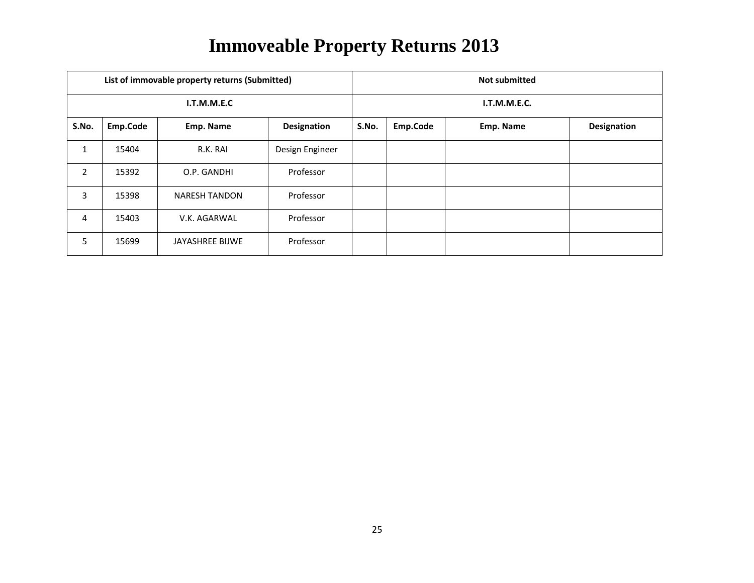# Immoveable Property Returns 2013

| List of immovable property returns (Submitted) | | | | Not submitted | | | |
|---|---|---|---|---|---|---|---|
| I.T.M.M.E.C | | | | I.T.M.M.E.C. | | | |
| **S.No.** | **Emp.Code** | **Emp. Name** | **Designation** | **S.No.** | **Emp.Code** | **Emp. Name** | **Designation** |
| 1 | 15404 | R.K. RAI | Design Engineer | | | | |
| 2 | 15392 | O.P. GANDHI | Professor | | | | |
| 3 | 15398 | NARESH TANDON | Professor | | | | |
| 4 | 15403 | V.K. AGARWAL | Professor | | | | |
| 5 | 15699 | JAYASHREE BIJWE | Professor | | | | |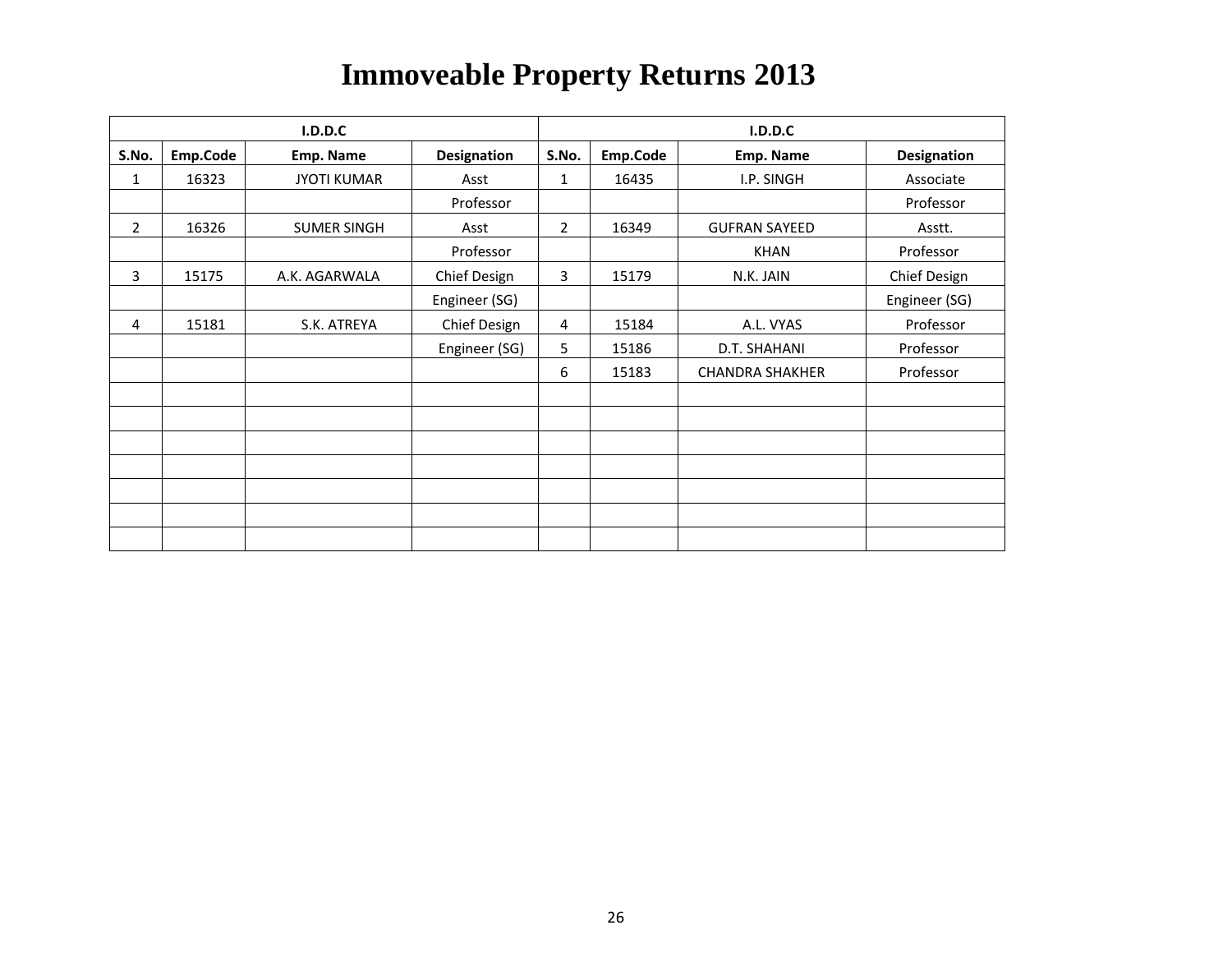# Immoveable Property Returns 2013

| I.D.D.C | | | | I.D.D.C | | | |
|---|---|---|---|---|---|---|---|
| S.No. | Emp.Code | Emp. Name | Designation | S.No. | Emp.Code | Emp. Name | Designation |
| 1 | 16323 | JYOTI KUMAR | Asst | 1 | 16435 | I.P. SINGH | Associate |
| | | | Professor | | | | Professor |
| 2 | 16326 | SUMER SINGH | Asst | 2 | 16349 | GUFRAN SAYEED | Asstt. |
| | | | Professor | | | KHAN | Professor |
| 3 | 15175 | A.K. AGARWALA | Chief Design | 3 | 15179 | N.K. JAIN | Chief Design |
| | | | Engineer (SG) | | | | Engineer (SG) |
| 4 | 15181 | S.K. ATREYA | Chief Design | 4 | 15184 | A.L. VYAS | Professor |
| | | | Engineer (SG) | 5 | 15186 | D.T. SHAHANI | Professor |
| | | | | 6 | 15183 | CHANDRA SHAKHER | Professor |
| | | | | | | | |
| | | | | | | | |
| | | | | | | | |
| | | | | | | | |
| | | | | | | | |
| | | | | | | | |
| | | | | | | | |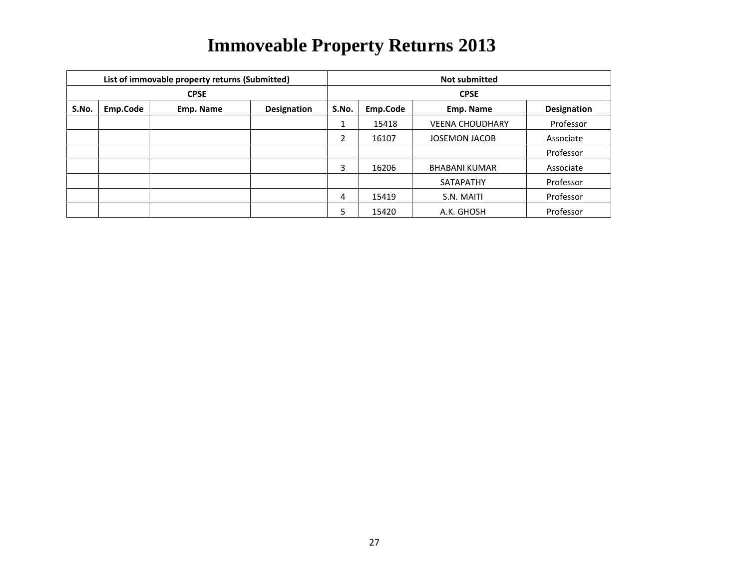# Immoveable Property Returns 2013

| List of immovable property returns (Submitted) | | | | Not submitted | | | |
|---|---|---|---|---|---|---|---|
| CPSE | | | | CPSE | | | |
| S.No. | Emp.Code | Emp. Name | Designation | S.No. | Emp.Code | Emp. Name | Designation |
| | | | | 1 | 15418 | VEENA CHOUDHARY | Professor |
| | | | | 2 | 16107 | JOSEMON JACOB | Associate Professor |
| | | | | 3 | 16206 | BHABANI KUMAR SATAPATHY | Associate Professor |
| | | | | 4 | 15419 | S.N. MAITI | Professor |
| | | | | 5 | 15420 | A.K. GHOSH | Professor |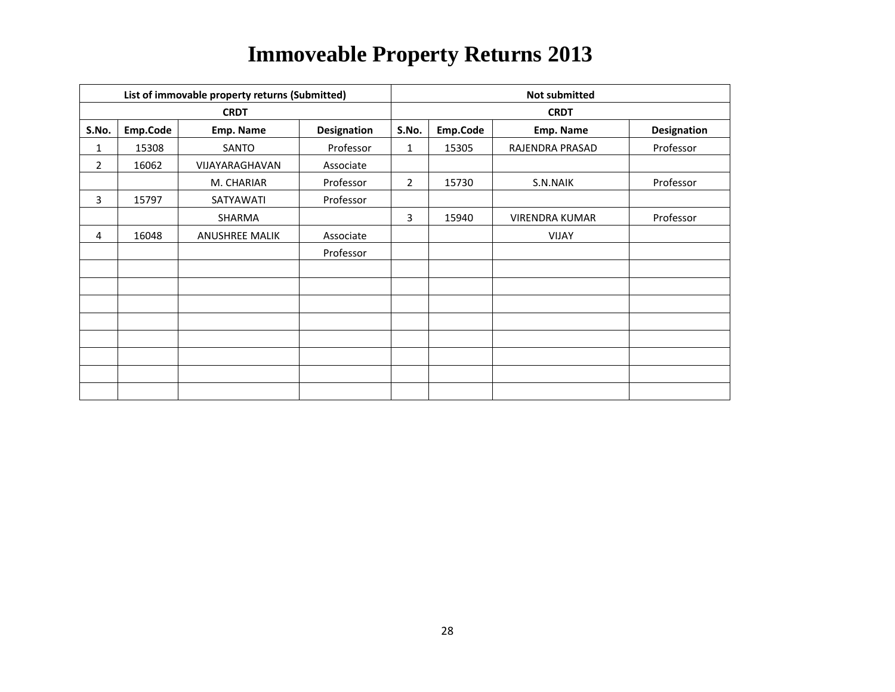# Immoveable Property Returns 2013

| List of immovable property returns (Submitted) | | | | Not submitted | | | |
|---|---|---|---|---|---|---|---|
| CRDT | | | | CRDT | | | |
| S.No. | Emp.Code | Emp. Name | Designation | S.No. | Emp.Code | Emp. Name | Designation |
| 1 | 15308 | SANTO | Professor | 1 | 15305 | RAJENDRA PRASAD | Professor |
| 2 | 16062 | VIJAYARAGHAVAN | Associate | | | | |
| | | M. CHARIAR | Professor | 2 | 15730 | S.N.NAIK | Professor |
| 3 | 15797 | SATYAWATI | Professor | | | | |
| | | SHARMA | | 3 | 15940 | VIRENDRA KUMAR | Professor |
| 4 | 16048 | ANUSHREE MALIK | Associate | | | VIJAY | |
| | | | Professor | | | | |
| | | | | | | | |
| | | | | | | | |
| | | | | | | | |
| | | | | | | | |
| | | | | | | | |
| | | | | | | | |
| | | | | | | | |
| | | | | | | | |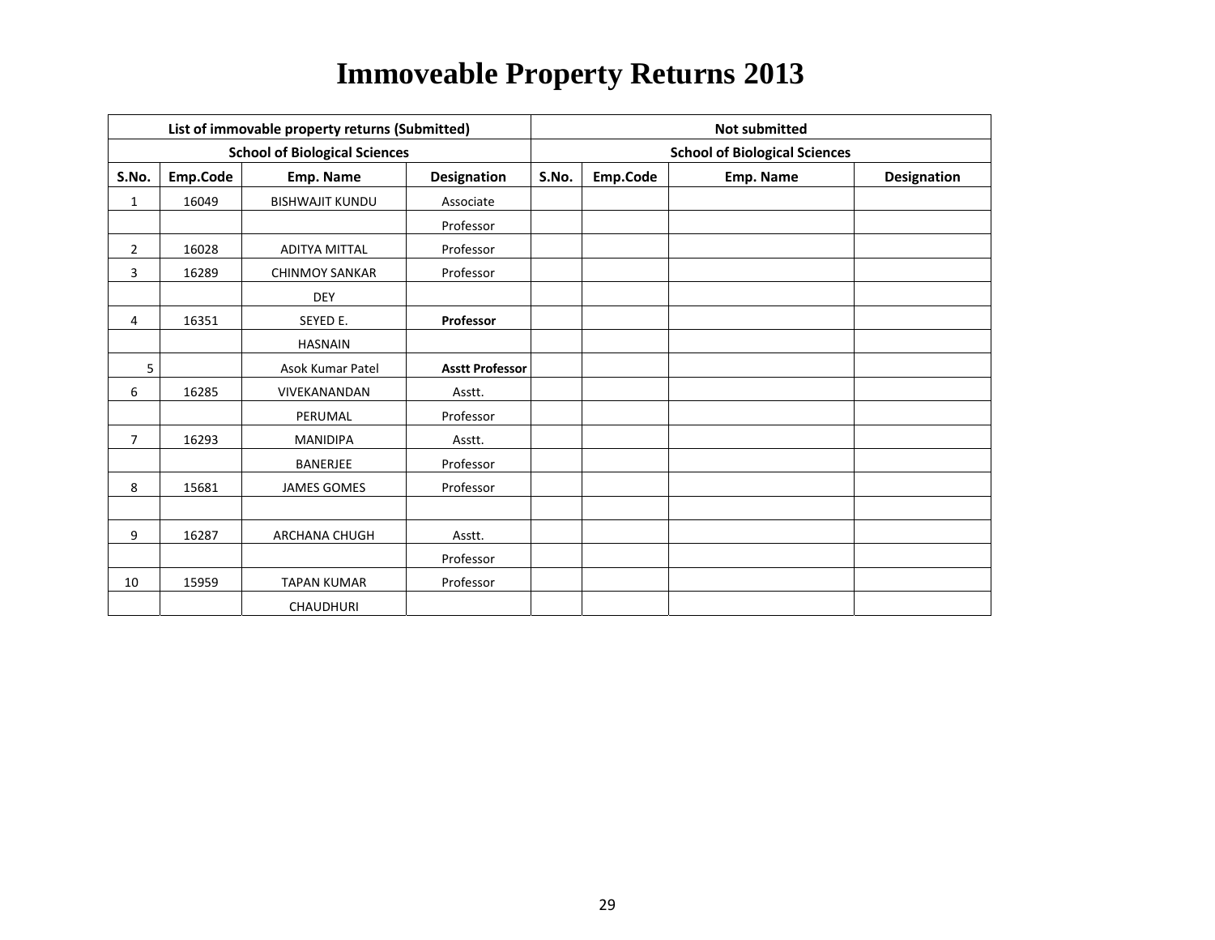# Immoveable Property Returns 2013

| List of immovable property returns (Submitted) | | | | Not submitted | | | |
|---|---|---|---|---|---|---|---|
| School of Biological Sciences | | | | School of Biological Sciences | | | |
| **S.No.** | **Emp.Code** | **Emp. Name** | **Designation** | **S.No.** | **Emp.Code** | **Emp. Name** | **Designation** |
| 1 | 16049 | BISHWAJIT KUNDU | Associate | | | | |
| | | | Professor | | | | |
| 2 | 16028 | ADITYA MITTAL | Professor | | | | |
| 3 | 16289 | CHINMOY SANKAR | Professor | | | | |
| | | DEY | | | | | |
| 4 | 16351 | SEYED E. | **Professor** | | | | |
| | | HASNAIN | | | | | |
| 5 | | Asok Kumar Patel | **Asstt Professor** | | | | |
| 6 | 16285 | VIVEKANANDAN | Asstt. | | | | |
| | | PERUMAL | Professor | | | | |
| 7 | 16293 | MANIDIPA | Asstt. | | | | |
| | | BANERJEE | Professor | | | | |
| 8 | 15681 | JAMES GOMES | Professor | | | | |
| | | | | | | | |
| 9 | 16287 | ARCHANA CHUGH | Asstt. | | | | |
| | | | Professor | | | | |
| 10 | 15959 | TAPAN KUMAR | Professor | | | | |
| | | CHAUDHURI | | | | | |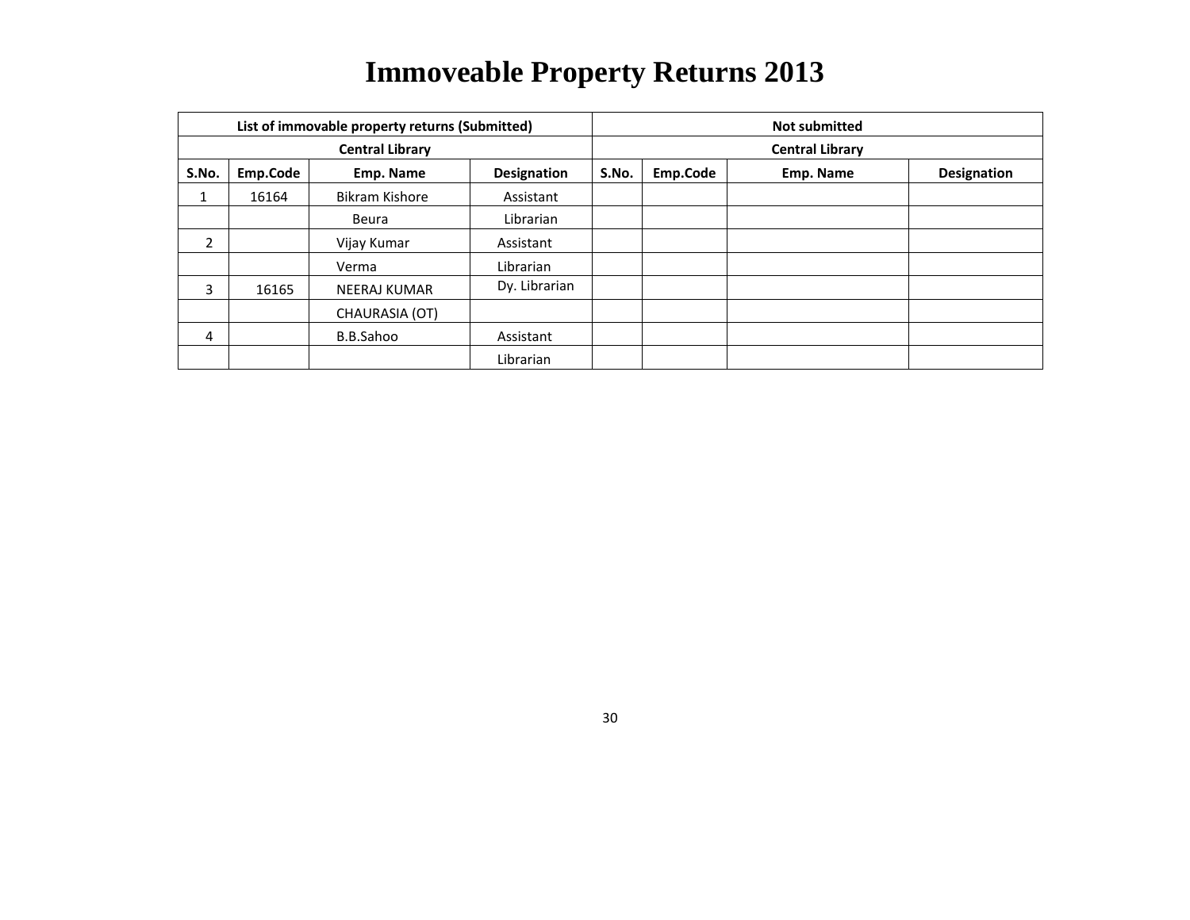# Immoveable Property Returns 2013

| List of immovable property returns (Submitted) | | | | Not submitted | | | |
|---|---|---|---|---|---|---|---|
| Central Library | | | | Central Library | | | |
| S.No. | Emp.Code | Emp. Name | Designation | S.No. | Emp.Code | Emp. Name | Designation |
| 1 | 16164 | Bikram Kishore | Assistant | | | | |
| | | Beura | Librarian | | | | |
| 2 | | Vijay Kumar | Assistant | | | | |
| | | Verma | Librarian | | | | |
| 3 | 16165 | NEERAJ KUMAR | Dy. Librarian | | | | |
| | | CHAURASIA (OT) | | | | | |
| 4 | | B.B.Sahoo | Assistant | | | | |
| | | | Librarian | | | | |